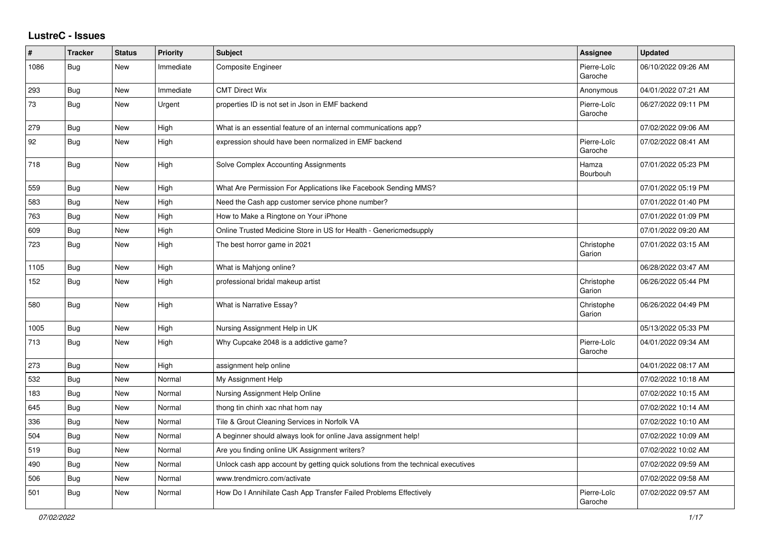# LustreC - Issues

| # | Tracker | Status | Priority | Subject | Assignee | Updated |
|---|---|---|---|---|---|---|
| 1086 | Bug | New | Immediate | Composite Engineer | Pierre-Loïc Garoche | 06/10/2022 09:26 AM |
| 293 | Bug | New | Immediate | CMT Direct Wix | Anonymous | 04/01/2022 07:21 AM |
| 73 | Bug | New | Urgent | properties ID is not set in Json in EMF backend | Pierre-Loïc Garoche | 06/27/2022 09:11 PM |
| 279 | Bug | New | High | What is an essential feature of an internal communications app? | | 07/02/2022 09:06 AM |
| 92 | Bug | New | High | expression should have been normalized in EMF backend | Pierre-Loïc Garoche | 07/02/2022 08:41 AM |
| 718 | Bug | New | High | Solve Complex Accounting Assignments | Hamza Bourbouh | 07/01/2022 05:23 PM |
| 559 | Bug | New | High | What Are Permission For Applications like Facebook Sending MMS? | | 07/01/2022 05:19 PM |
| 583 | Bug | New | High | Need the Cash app customer service phone number? | | 07/01/2022 01:40 PM |
| 763 | Bug | New | High | How to Make a Ringtone on Your iPhone | | 07/01/2022 01:09 PM |
| 609 | Bug | New | High | Online Trusted Medicine Store in US for Health - Genericmedsupply | | 07/01/2022 09:20 AM |
| 723 | Bug | New | High | The best horror game in 2021 | Christophe Garion | 07/01/2022 03:15 AM |
| 1105 | Bug | New | High | What is Mahjong online? | | 06/28/2022 03:47 AM |
| 152 | Bug | New | High | professional bridal makeup artist | Christophe Garion | 06/26/2022 05:44 PM |
| 580 | Bug | New | High | What is Narrative Essay? | Christophe Garion | 06/26/2022 04:49 PM |
| 1005 | Bug | New | High | Nursing Assignment Help in UK | | 05/13/2022 05:33 PM |
| 713 | Bug | New | High | Why Cupcake 2048 is a addictive game? | Pierre-Loïc Garoche | 04/01/2022 09:34 AM |
| 273 | Bug | New | High | assignment help online | | 04/01/2022 08:17 AM |
| 532 | Bug | New | Normal | My Assignment Help | | 07/02/2022 10:18 AM |
| 183 | Bug | New | Normal | Nursing Assignment Help Online | | 07/02/2022 10:15 AM |
| 645 | Bug | New | Normal | thong tin chinh xac nhat hom nay | | 07/02/2022 10:14 AM |
| 336 | Bug | New | Normal | Tile & Grout Cleaning Services in Norfolk VA | | 07/02/2022 10:10 AM |
| 504 | Bug | New | Normal | A beginner should always look for online Java assignment help! | | 07/02/2022 10:09 AM |
| 519 | Bug | New | Normal | Are you finding online UK Assignment writers? | | 07/02/2022 10:02 AM |
| 490 | Bug | New | Normal | Unlock cash app account by getting quick solutions from the technical executives | | 07/02/2022 09:59 AM |
| 506 | Bug | New | Normal | www.trendmicro.com/activate | | 07/02/2022 09:58 AM |
| 501 | Bug | New | Normal | How Do I Annihilate Cash App Transfer Failed Problems Effectively | Pierre-Loïc Garoche | 07/02/2022 09:57 AM |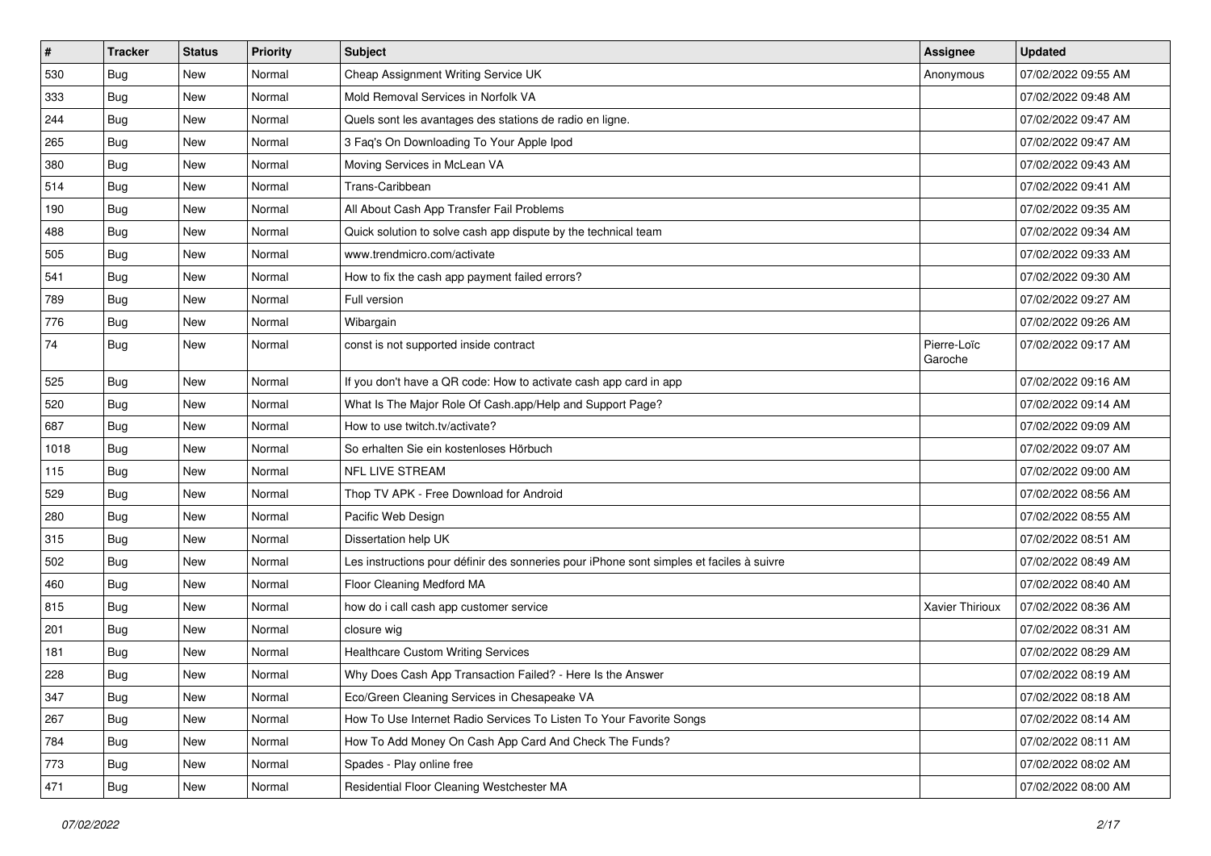| # | Tracker | Status | Priority | Subject | Assignee | Updated |
|---|---|---|---|---|---|---|
| 530 | Bug | New | Normal | Cheap Assignment Writing Service UK | Anonymous | 07/02/2022 09:55 AM |
| 333 | Bug | New | Normal | Mold Removal Services in Norfolk VA | | 07/02/2022 09:48 AM |
| 244 | Bug | New | Normal | Quels sont les avantages des stations de radio en ligne. | | 07/02/2022 09:47 AM |
| 265 | Bug | New | Normal | 3 Faq's On Downloading To Your Apple Ipod | | 07/02/2022 09:47 AM |
| 380 | Bug | New | Normal | Moving Services in McLean VA | | 07/02/2022 09:43 AM |
| 514 | Bug | New | Normal | Trans-Caribbean | | 07/02/2022 09:41 AM |
| 190 | Bug | New | Normal | All About Cash App Transfer Fail Problems | | 07/02/2022 09:35 AM |
| 488 | Bug | New | Normal | Quick solution to solve cash app dispute by the technical team | | 07/02/2022 09:34 AM |
| 505 | Bug | New | Normal | www.trendmicro.com/activate | | 07/02/2022 09:33 AM |
| 541 | Bug | New | Normal | How to fix the cash app payment failed errors? | | 07/02/2022 09:30 AM |
| 789 | Bug | New | Normal | Full version | | 07/02/2022 09:27 AM |
| 776 | Bug | New | Normal | Wibargain | | 07/02/2022 09:26 AM |
| 74 | Bug | New | Normal | const is not supported inside contract | Pierre-Loïc Garoche | 07/02/2022 09:17 AM |
| 525 | Bug | New | Normal | If you don't have a QR code: How to activate cash app card in app | | 07/02/2022 09:16 AM |
| 520 | Bug | New | Normal | What Is The Major Role Of Cash.app/Help and Support Page? | | 07/02/2022 09:14 AM |
| 687 | Bug | New | Normal | How to use twitch.tv/activate? | | 07/02/2022 09:09 AM |
| 1018 | Bug | New | Normal | So erhalten Sie ein kostenloses Hörbuch | | 07/02/2022 09:07 AM |
| 115 | Bug | New | Normal | NFL LIVE STREAM | | 07/02/2022 09:00 AM |
| 529 | Bug | New | Normal | Thop TV APK - Free Download for Android | | 07/02/2022 08:56 AM |
| 280 | Bug | New | Normal | Pacific Web Design | | 07/02/2022 08:55 AM |
| 315 | Bug | New | Normal | Dissertation help UK | | 07/02/2022 08:51 AM |
| 502 | Bug | New | Normal | Les instructions pour définir des sonneries pour iPhone sont simples et faciles à suivre | | 07/02/2022 08:49 AM |
| 460 | Bug | New | Normal | Floor Cleaning Medford MA | | 07/02/2022 08:40 AM |
| 815 | Bug | New | Normal | how do i call cash app customer service | Xavier Thirioux | 07/02/2022 08:36 AM |
| 201 | Bug | New | Normal | closure wig | | 07/02/2022 08:31 AM |
| 181 | Bug | New | Normal | Healthcare Custom Writing Services | | 07/02/2022 08:29 AM |
| 228 | Bug | New | Normal | Why Does Cash App Transaction Failed? - Here Is the Answer | | 07/02/2022 08:19 AM |
| 347 | Bug | New | Normal | Eco/Green Cleaning Services in Chesapeake VA | | 07/02/2022 08:18 AM |
| 267 | Bug | New | Normal | How To Use Internet Radio Services To Listen To Your Favorite Songs | | 07/02/2022 08:14 AM |
| 784 | Bug | New | Normal | How To Add Money On Cash App Card And Check The Funds? | | 07/02/2022 08:11 AM |
| 773 | Bug | New | Normal | Spades - Play online free | | 07/02/2022 08:02 AM |
| 471 | Bug | New | Normal | Residential Floor Cleaning Westchester MA | | 07/02/2022 08:00 AM |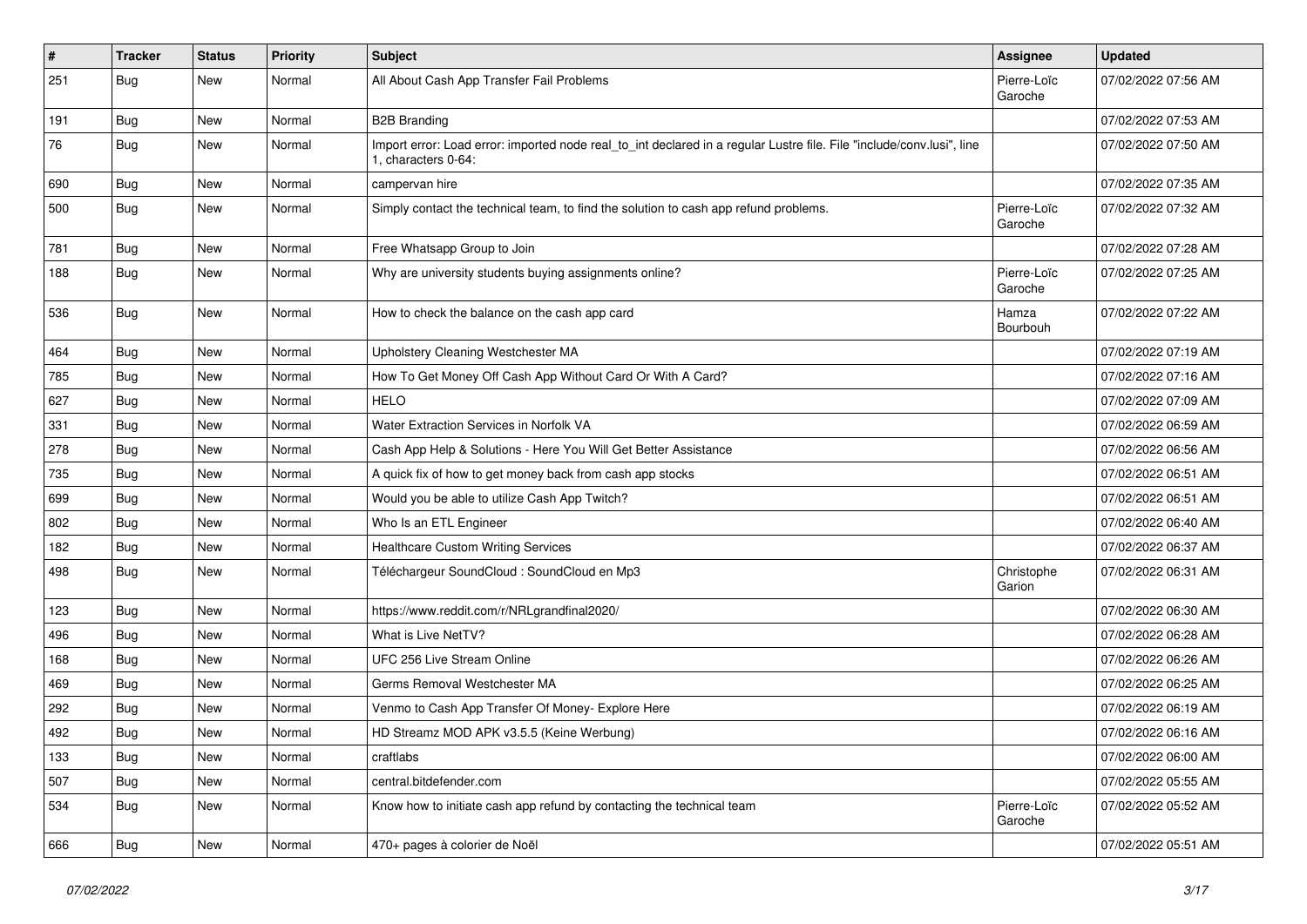| # | Tracker | Status | Priority | Subject | Assignee | Updated |
|---|---|---|---|---|---|---|
| 251 | Bug | New | Normal | All About Cash App Transfer Fail Problems | Pierre-Loïc Garoche | 07/02/2022 07:56 AM |
| 191 | Bug | New | Normal | B2B Branding | | 07/02/2022 07:53 AM |
| 76 | Bug | New | Normal | Import error: Load error: imported node real_to_int declared in a regular Lustre file. File "include/conv.lusi", line 1, characters 0-64: | | 07/02/2022 07:50 AM |
| 690 | Bug | New | Normal | campervan hire | | 07/02/2022 07:35 AM |
| 500 | Bug | New | Normal | Simply contact the technical team, to find the solution to cash app refund problems. | Pierre-Loïc Garoche | 07/02/2022 07:32 AM |
| 781 | Bug | New | Normal | Free Whatsapp Group to Join | | 07/02/2022 07:28 AM |
| 188 | Bug | New | Normal | Why are university students buying assignments online? | Pierre-Loïc Garoche | 07/02/2022 07:25 AM |
| 536 | Bug | New | Normal | How to check the balance on the cash app card | Hamza Bourbouh | 07/02/2022 07:22 AM |
| 464 | Bug | New | Normal | Upholstery Cleaning Westchester MA | | 07/02/2022 07:19 AM |
| 785 | Bug | New | Normal | How To Get Money Off Cash App Without Card Or With A Card? | | 07/02/2022 07:16 AM |
| 627 | Bug | New | Normal | HELO | | 07/02/2022 07:09 AM |
| 331 | Bug | New | Normal | Water Extraction Services in Norfolk VA | | 07/02/2022 06:59 AM |
| 278 | Bug | New | Normal | Cash App Help & Solutions - Here You Will Get Better Assistance | | 07/02/2022 06:56 AM |
| 735 | Bug | New | Normal | A quick fix of how to get money back from cash app stocks | | 07/02/2022 06:51 AM |
| 699 | Bug | New | Normal | Would you be able to utilize Cash App Twitch? | | 07/02/2022 06:51 AM |
| 802 | Bug | New | Normal | Who Is an ETL Engineer | | 07/02/2022 06:40 AM |
| 182 | Bug | New | Normal | Healthcare Custom Writing Services | | 07/02/2022 06:37 AM |
| 498 | Bug | New | Normal | Téléchargeur SoundCloud : SoundCloud en Mp3 | Christophe Garion | 07/02/2022 06:31 AM |
| 123 | Bug | New | Normal | https://www.reddit.com/r/NRLgrandfinal2020/ | | 07/02/2022 06:30 AM |
| 496 | Bug | New | Normal | What is Live NetTV? | | 07/02/2022 06:28 AM |
| 168 | Bug | New | Normal | UFC 256 Live Stream Online | | 07/02/2022 06:26 AM |
| 469 | Bug | New | Normal | Germs Removal Westchester MA | | 07/02/2022 06:25 AM |
| 292 | Bug | New | Normal | Venmo to Cash App Transfer Of Money- Explore Here | | 07/02/2022 06:19 AM |
| 492 | Bug | New | Normal | HD Streamz MOD APK v3.5.5 (Keine Werbung) | | 07/02/2022 06:16 AM |
| 133 | Bug | New | Normal | craftlabs | | 07/02/2022 06:00 AM |
| 507 | Bug | New | Normal | central.bitdefender.com | | 07/02/2022 05:55 AM |
| 534 | Bug | New | Normal | Know how to initiate cash app refund by contacting the technical team | Pierre-Loïc Garoche | 07/02/2022 05:52 AM |
| 666 | Bug | New | Normal | 470+ pages à colorier de Noël | | 07/02/2022 05:51 AM |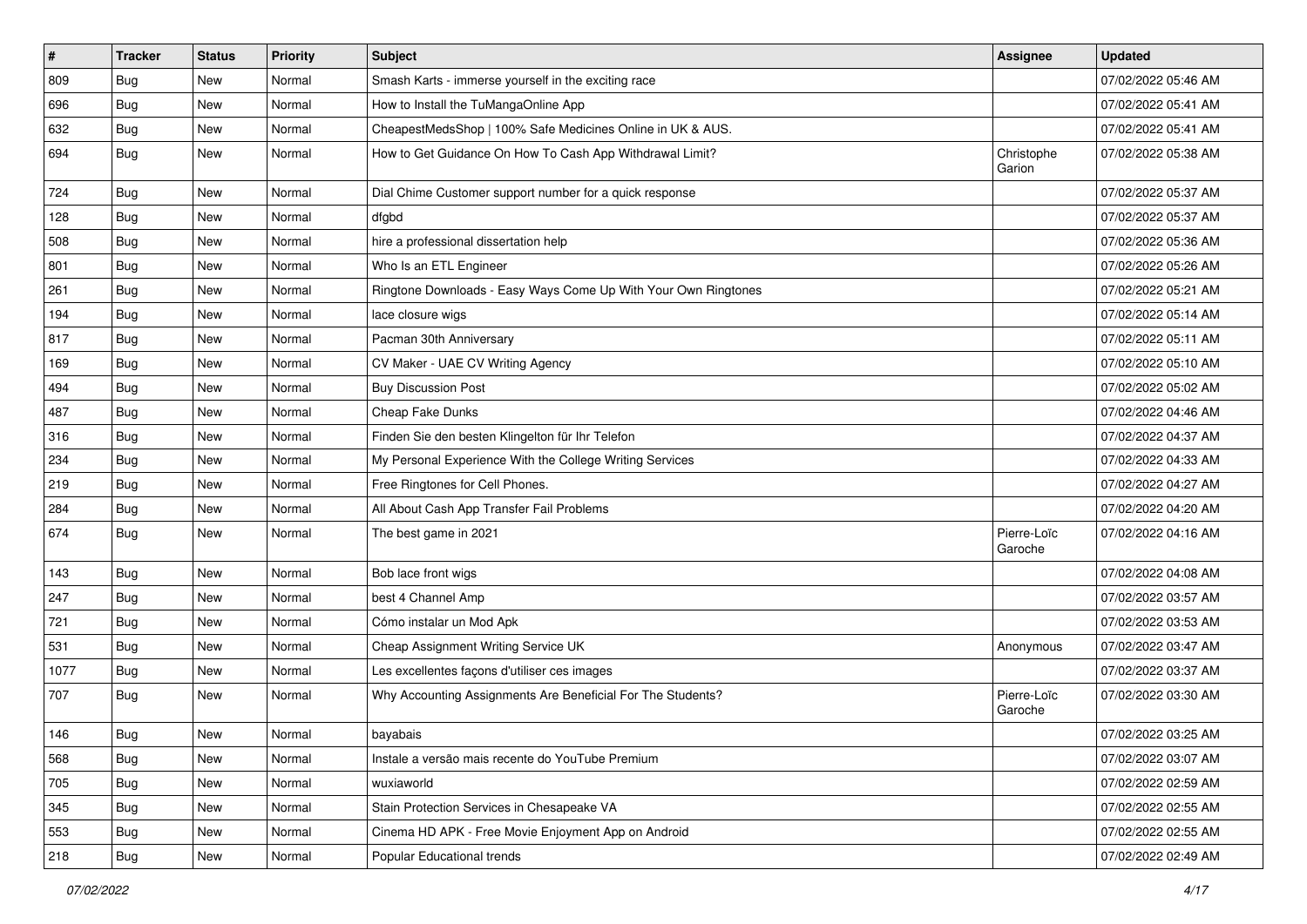| # | Tracker | Status | Priority | Subject | Assignee | Updated |
|---|---|---|---|---|---|---|
| 809 | Bug | New | Normal | Smash Karts - immerse yourself in the exciting race | | 07/02/2022 05:46 AM |
| 696 | Bug | New | Normal | How to Install the TuMangaOnline App | | 07/02/2022 05:41 AM |
| 632 | Bug | New | Normal | CheapestMedsShop \| 100% Safe Medicines Online in UK & AUS. | | 07/02/2022 05:41 AM |
| 694 | Bug | New | Normal | How to Get Guidance On How To Cash App Withdrawal Limit? | Christophe Garion | 07/02/2022 05:38 AM |
| 724 | Bug | New | Normal | Dial Chime Customer support number for a quick response | | 07/02/2022 05:37 AM |
| 128 | Bug | New | Normal | dfgbd | | 07/02/2022 05:37 AM |
| 508 | Bug | New | Normal | hire a professional dissertation help | | 07/02/2022 05:36 AM |
| 801 | Bug | New | Normal | Who Is an ETL Engineer | | 07/02/2022 05:26 AM |
| 261 | Bug | New | Normal | Ringtone Downloads - Easy Ways Come Up With Your Own Ringtones | | 07/02/2022 05:21 AM |
| 194 | Bug | New | Normal | lace closure wigs | | 07/02/2022 05:14 AM |
| 817 | Bug | New | Normal | Pacman 30th Anniversary | | 07/02/2022 05:11 AM |
| 169 | Bug | New | Normal | CV Maker - UAE CV Writing Agency | | 07/02/2022 05:10 AM |
| 494 | Bug | New | Normal | Buy Discussion Post | | 07/02/2022 05:02 AM |
| 487 | Bug | New | Normal | Cheap Fake Dunks | | 07/02/2022 04:46 AM |
| 316 | Bug | New | Normal | Finden Sie den besten Klingelton für Ihr Telefon | | 07/02/2022 04:37 AM |
| 234 | Bug | New | Normal | My Personal Experience With the College Writing Services | | 07/02/2022 04:33 AM |
| 219 | Bug | New | Normal | Free Ringtones for Cell Phones. | | 07/02/2022 04:27 AM |
| 284 | Bug | New | Normal | All About Cash App Transfer Fail Problems | | 07/02/2022 04:20 AM |
| 674 | Bug | New | Normal | The best game in 2021 | Pierre-Loïc Garoche | 07/02/2022 04:16 AM |
| 143 | Bug | New | Normal | Bob lace front wigs | | 07/02/2022 04:08 AM |
| 247 | Bug | New | Normal | best 4 Channel Amp | | 07/02/2022 03:57 AM |
| 721 | Bug | New | Normal | Cómo instalar un Mod Apk | | 07/02/2022 03:53 AM |
| 531 | Bug | New | Normal | Cheap Assignment Writing Service UK | Anonymous | 07/02/2022 03:47 AM |
| 1077 | Bug | New | Normal | Les excellentes façons d'utiliser ces images | | 07/02/2022 03:37 AM |
| 707 | Bug | New | Normal | Why Accounting Assignments Are Beneficial For The Students? | Pierre-Loïc Garoche | 07/02/2022 03:30 AM |
| 146 | Bug | New | Normal | bayabais | | 07/02/2022 03:25 AM |
| 568 | Bug | New | Normal | Instale a versão mais recente do YouTube Premium | | 07/02/2022 03:07 AM |
| 705 | Bug | New | Normal | wuxiaworld | | 07/02/2022 02:59 AM |
| 345 | Bug | New | Normal | Stain Protection Services in Chesapeake VA | | 07/02/2022 02:55 AM |
| 553 | Bug | New | Normal | Cinema HD APK - Free Movie Enjoyment App on Android | | 07/02/2022 02:55 AM |
| 218 | Bug | New | Normal | Popular Educational trends | | 07/02/2022 02:49 AM |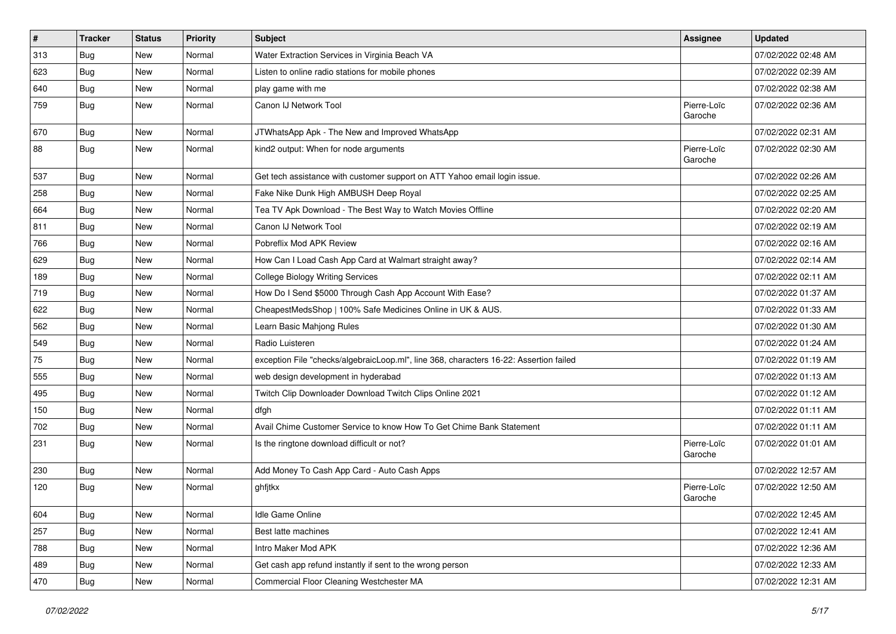| # | Tracker | Status | Priority | Subject | Assignee | Updated |
|---|---|---|---|---|---|---|
| 313 | Bug | New | Normal | Water Extraction Services in Virginia Beach VA | | 07/02/2022 02:48 AM |
| 623 | Bug | New | Normal | Listen to online radio stations for mobile phones | | 07/02/2022 02:39 AM |
| 640 | Bug | New | Normal | play game with me | | 07/02/2022 02:38 AM |
| 759 | Bug | New | Normal | Canon IJ Network Tool | Pierre-Loïc Garoche | 07/02/2022 02:36 AM |
| 670 | Bug | New | Normal | JTWhatsApp Apk - The New and Improved WhatsApp | | 07/02/2022 02:31 AM |
| 88 | Bug | New | Normal | kind2 output: When for node arguments | Pierre-Loïc Garoche | 07/02/2022 02:30 AM |
| 537 | Bug | New | Normal | Get tech assistance with customer support on ATT Yahoo email login issue. | | 07/02/2022 02:26 AM |
| 258 | Bug | New | Normal | Fake Nike Dunk High AMBUSH Deep Royal | | 07/02/2022 02:25 AM |
| 664 | Bug | New | Normal | Tea TV Apk Download - The Best Way to Watch Movies Offline | | 07/02/2022 02:20 AM |
| 811 | Bug | New | Normal | Canon IJ Network Tool | | 07/02/2022 02:19 AM |
| 766 | Bug | New | Normal | Pobreflix Mod APK Review | | 07/02/2022 02:16 AM |
| 629 | Bug | New | Normal | How Can I Load Cash App Card at Walmart straight away? | | 07/02/2022 02:14 AM |
| 189 | Bug | New | Normal | College Biology Writing Services | | 07/02/2022 02:11 AM |
| 719 | Bug | New | Normal | How Do I Send $5000 Through Cash App Account With Ease? | | 07/02/2022 01:37 AM |
| 622 | Bug | New | Normal | CheapestMedsShop \| 100% Safe Medicines Online in UK & AUS. | | 07/02/2022 01:33 AM |
| 562 | Bug | New | Normal | Learn Basic Mahjong Rules | | 07/02/2022 01:30 AM |
| 549 | Bug | New | Normal | Radio Luisteren | | 07/02/2022 01:24 AM |
| 75 | Bug | New | Normal | exception File "checks/algebraicLoop.ml", line 368, characters 16-22: Assertion failed | | 07/02/2022 01:19 AM |
| 555 | Bug | New | Normal | web design development in hyderabad | | 07/02/2022 01:13 AM |
| 495 | Bug | New | Normal | Twitch Clip Downloader Download Twitch Clips Online 2021 | | 07/02/2022 01:12 AM |
| 150 | Bug | New | Normal | dfgh | | 07/02/2022 01:11 AM |
| 702 | Bug | New | Normal | Avail Chime Customer Service to know How To Get Chime Bank Statement | | 07/02/2022 01:11 AM |
| 231 | Bug | New | Normal | Is the ringtone download difficult or not? | Pierre-Loïc Garoche | 07/02/2022 01:01 AM |
| 230 | Bug | New | Normal | Add Money To Cash App Card - Auto Cash Apps | | 07/02/2022 12:57 AM |
| 120 | Bug | New | Normal | ghfjtkx | Pierre-Loïc Garoche | 07/02/2022 12:50 AM |
| 604 | Bug | New | Normal | Idle Game Online | | 07/02/2022 12:45 AM |
| 257 | Bug | New | Normal | Best latte machines | | 07/02/2022 12:41 AM |
| 788 | Bug | New | Normal | Intro Maker Mod APK | | 07/02/2022 12:36 AM |
| 489 | Bug | New | Normal | Get cash app refund instantly if sent to the wrong person | | 07/02/2022 12:33 AM |
| 470 | Bug | New | Normal | Commercial Floor Cleaning Westchester MA | | 07/02/2022 12:31 AM |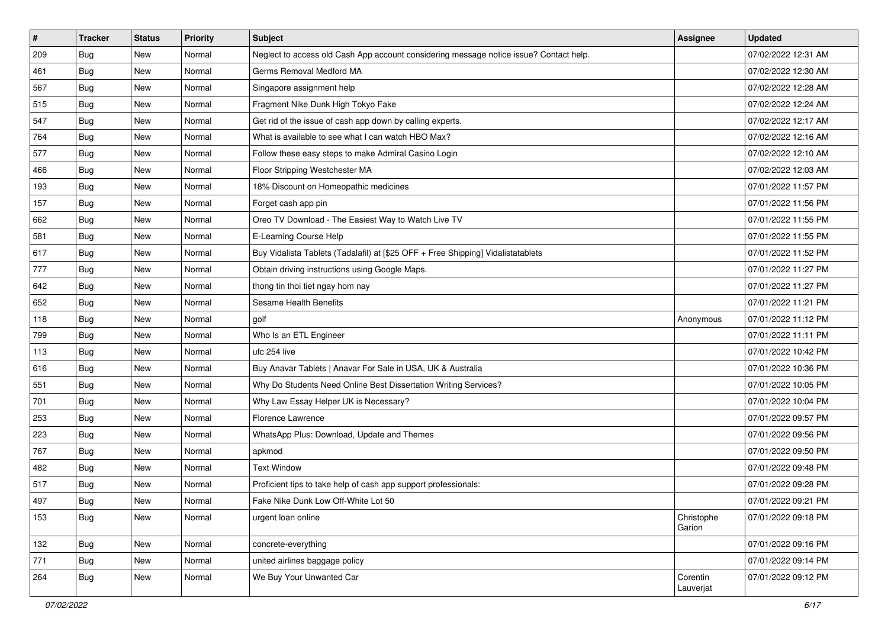| # | Tracker | Status | Priority | Subject | Assignee | Updated |
|---|---|---|---|---|---|---|
| 209 | Bug | New | Normal | Neglect to access old Cash App account considering message notice issue? Contact help. | | 07/02/2022 12:31 AM |
| 461 | Bug | New | Normal | Germs Removal Medford MA | | 07/02/2022 12:30 AM |
| 567 | Bug | New | Normal | Singapore assignment help | | 07/02/2022 12:28 AM |
| 515 | Bug | New | Normal | Fragment Nike Dunk High Tokyo Fake | | 07/02/2022 12:24 AM |
| 547 | Bug | New | Normal | Get rid of the issue of cash app down by calling experts. | | 07/02/2022 12:17 AM |
| 764 | Bug | New | Normal | What is available to see what I can watch HBO Max? | | 07/02/2022 12:16 AM |
| 577 | Bug | New | Normal | Follow these easy steps to make Admiral Casino Login | | 07/02/2022 12:10 AM |
| 466 | Bug | New | Normal | Floor Stripping Westchester MA | | 07/02/2022 12:03 AM |
| 193 | Bug | New | Normal | 18% Discount on Homeopathic medicines | | 07/01/2022 11:57 PM |
| 157 | Bug | New | Normal | Forget cash app pin | | 07/01/2022 11:56 PM |
| 662 | Bug | New | Normal | Oreo TV Download - The Easiest Way to Watch Live TV | | 07/01/2022 11:55 PM |
| 581 | Bug | New | Normal | E-Learning Course Help | | 07/01/2022 11:55 PM |
| 617 | Bug | New | Normal | Buy Vidalista Tablets (Tadalafil) at [$25 OFF + Free Shipping] Vidalistatablets | | 07/01/2022 11:52 PM |
| 777 | Bug | New | Normal | Obtain driving instructions using Google Maps. | | 07/01/2022 11:27 PM |
| 642 | Bug | New | Normal | thong tin thoi tiet ngay hom nay | | 07/01/2022 11:27 PM |
| 652 | Bug | New | Normal | Sesame Health Benefits | | 07/01/2022 11:21 PM |
| 118 | Bug | New | Normal | golf | Anonymous | 07/01/2022 11:12 PM |
| 799 | Bug | New | Normal | Who Is an ETL Engineer | | 07/01/2022 11:11 PM |
| 113 | Bug | New | Normal | ufc 254 live | | 07/01/2022 10:42 PM |
| 616 | Bug | New | Normal | Buy Anavar Tablets \| Anavar For Sale in USA, UK & Australia | | 07/01/2022 10:36 PM |
| 551 | Bug | New | Normal | Why Do Students Need Online Best Dissertation Writing Services? | | 07/01/2022 10:05 PM |
| 701 | Bug | New | Normal | Why Law Essay Helper UK is Necessary? | | 07/01/2022 10:04 PM |
| 253 | Bug | New | Normal | Florence Lawrence | | 07/01/2022 09:57 PM |
| 223 | Bug | New | Normal | WhatsApp Plus: Download, Update and Themes | | 07/01/2022 09:56 PM |
| 767 | Bug | New | Normal | apkmod | | 07/01/2022 09:50 PM |
| 482 | Bug | New | Normal | Text Window | | 07/01/2022 09:48 PM |
| 517 | Bug | New | Normal | Proficient tips to take help of cash app support professionals: | | 07/01/2022 09:28 PM |
| 497 | Bug | New | Normal | Fake Nike Dunk Low Off-White Lot 50 | | 07/01/2022 09:21 PM |
| 153 | Bug | New | Normal | urgent loan online | Christophe Garion | 07/01/2022 09:18 PM |
| 132 | Bug | New | Normal | concrete-everything | | 07/01/2022 09:16 PM |
| 771 | Bug | New | Normal | united airlines baggage policy | | 07/01/2022 09:14 PM |
| 264 | Bug | New | Normal | We Buy Your Unwanted Car | Corentin Lauverjat | 07/01/2022 09:12 PM |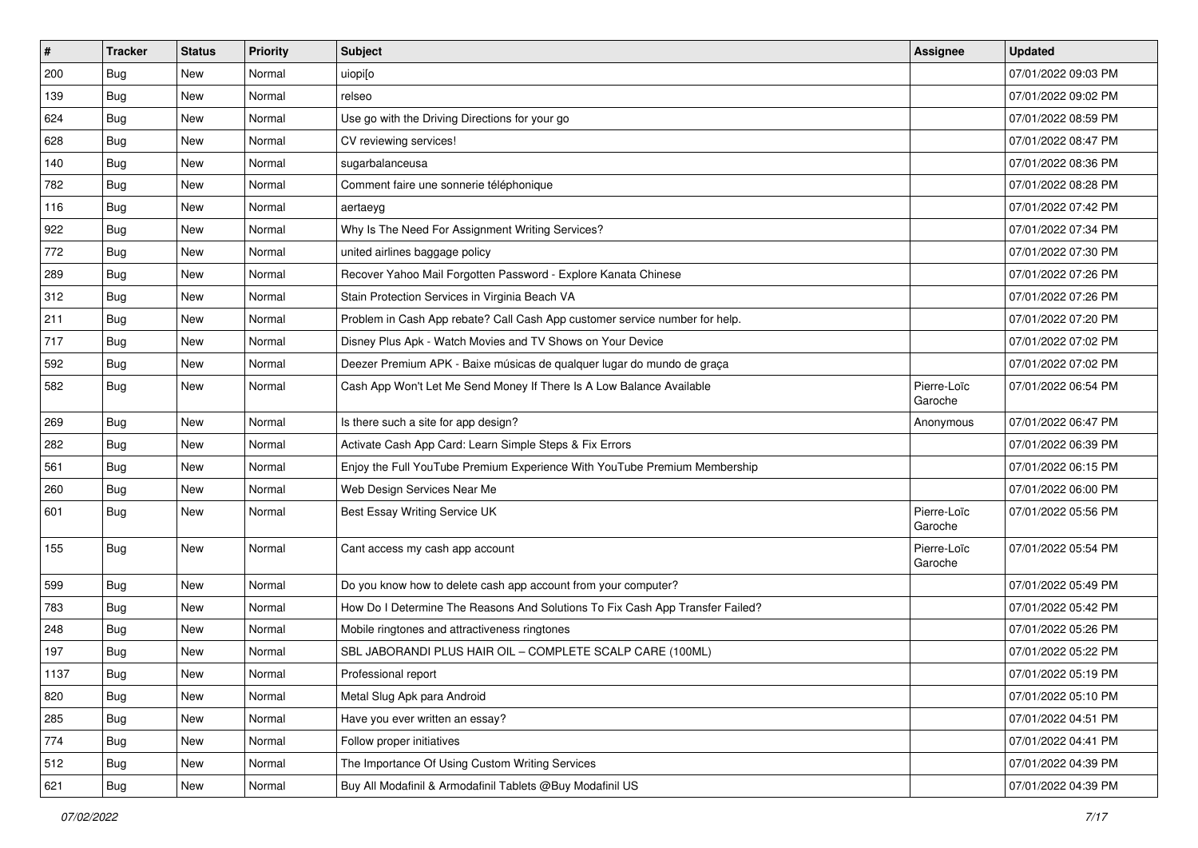| # | Tracker | Status | Priority | Subject | Assignee | Updated |
|---|---|---|---|---|---|---|
| 200 | Bug | New | Normal | uiopi[o | | 07/01/2022 09:03 PM |
| 139 | Bug | New | Normal | relseo | | 07/01/2022 09:02 PM |
| 624 | Bug | New | Normal | Use go with the Driving Directions for your go | | 07/01/2022 08:59 PM |
| 628 | Bug | New | Normal | CV reviewing services! | | 07/01/2022 08:47 PM |
| 140 | Bug | New | Normal | sugarbalanceusa | | 07/01/2022 08:36 PM |
| 782 | Bug | New | Normal | Comment faire une sonnerie téléphonique | | 07/01/2022 08:28 PM |
| 116 | Bug | New | Normal | aertaeyg | | 07/01/2022 07:42 PM |
| 922 | Bug | New | Normal | Why Is The Need For Assignment Writing Services? | | 07/01/2022 07:34 PM |
| 772 | Bug | New | Normal | united airlines baggage policy | | 07/01/2022 07:30 PM |
| 289 | Bug | New | Normal | Recover Yahoo Mail Forgotten Password - Explore Kanata Chinese | | 07/01/2022 07:26 PM |
| 312 | Bug | New | Normal | Stain Protection Services in Virginia Beach VA | | 07/01/2022 07:26 PM |
| 211 | Bug | New | Normal | Problem in Cash App rebate? Call Cash App customer service number for help. | | 07/01/2022 07:20 PM |
| 717 | Bug | New | Normal | Disney Plus Apk - Watch Movies and TV Shows on Your Device | | 07/01/2022 07:02 PM |
| 592 | Bug | New | Normal | Deezer Premium APK - Baixe músicas de qualquer lugar do mundo de graça | | 07/01/2022 07:02 PM |
| 582 | Bug | New | Normal | Cash App Won't Let Me Send Money If There Is A Low Balance Available | Pierre-Loïc Garoche | 07/01/2022 06:54 PM |
| 269 | Bug | New | Normal | Is there such a site for app design? | Anonymous | 07/01/2022 06:47 PM |
| 282 | Bug | New | Normal | Activate Cash App Card: Learn Simple Steps & Fix Errors | | 07/01/2022 06:39 PM |
| 561 | Bug | New | Normal | Enjoy the Full YouTube Premium Experience With YouTube Premium Membership | | 07/01/2022 06:15 PM |
| 260 | Bug | New | Normal | Web Design Services Near Me | | 07/01/2022 06:00 PM |
| 601 | Bug | New | Normal | Best Essay Writing Service UK | Pierre-Loïc Garoche | 07/01/2022 05:56 PM |
| 155 | Bug | New | Normal | Cant access my cash app account | Pierre-Loïc Garoche | 07/01/2022 05:54 PM |
| 599 | Bug | New | Normal | Do you know how to delete cash app account from your computer? | | 07/01/2022 05:49 PM |
| 783 | Bug | New | Normal | How Do I Determine The Reasons And Solutions To Fix Cash App Transfer Failed? | | 07/01/2022 05:42 PM |
| 248 | Bug | New | Normal | Mobile ringtones and attractiveness ringtones | | 07/01/2022 05:26 PM |
| 197 | Bug | New | Normal | SBL JABORANDI PLUS HAIR OIL – COMPLETE SCALP CARE (100ML) | | 07/01/2022 05:22 PM |
| 1137 | Bug | New | Normal | Professional report | | 07/01/2022 05:19 PM |
| 820 | Bug | New | Normal | Metal Slug Apk para Android | | 07/01/2022 05:10 PM |
| 285 | Bug | New | Normal | Have you ever written an essay? | | 07/01/2022 04:51 PM |
| 774 | Bug | New | Normal | Follow proper initiatives | | 07/01/2022 04:41 PM |
| 512 | Bug | New | Normal | The Importance Of Using Custom Writing Services | | 07/01/2022 04:39 PM |
| 621 | Bug | New | Normal | Buy All Modafinil & Armodafinil Tablets @Buy Modafinil US | | 07/01/2022 04:39 PM |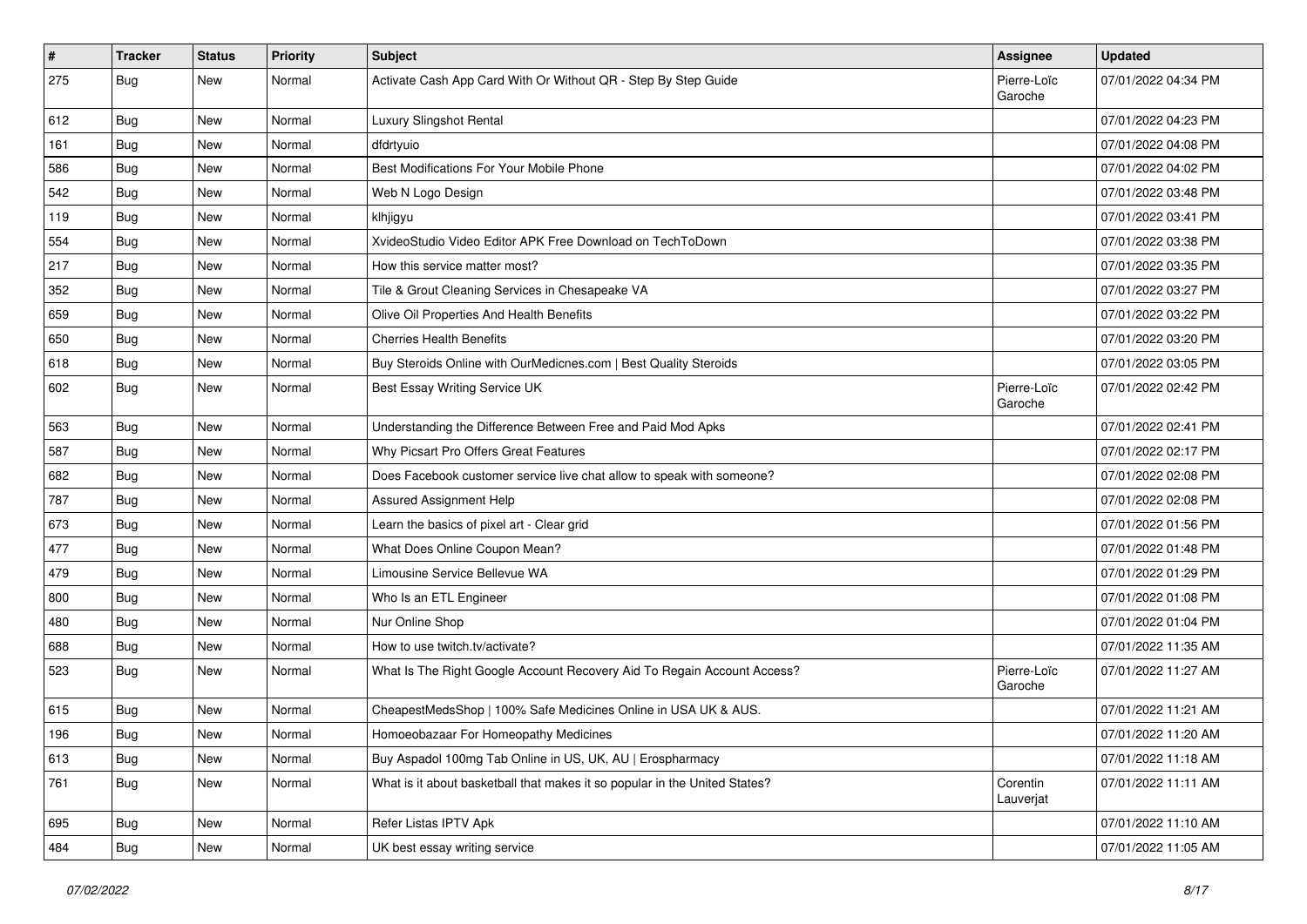| # | Tracker | Status | Priority | Subject | Assignee | Updated |
|---|---|---|---|---|---|---|
| 275 | Bug | New | Normal | Activate Cash App Card With Or Without QR - Step By Step Guide | Pierre-Loïc Garoche | 07/01/2022 04:34 PM |
| 612 | Bug | New | Normal | Luxury Slingshot Rental | | 07/01/2022 04:23 PM |
| 161 | Bug | New | Normal | dfdrtyuio | | 07/01/2022 04:08 PM |
| 586 | Bug | New | Normal | Best Modifications For Your Mobile Phone | | 07/01/2022 04:02 PM |
| 542 | Bug | New | Normal | Web N Logo Design | | 07/01/2022 03:48 PM |
| 119 | Bug | New | Normal | klhjigyu | | 07/01/2022 03:41 PM |
| 554 | Bug | New | Normal | XvideoStudio Video Editor APK Free Download on TechToDown | | 07/01/2022 03:38 PM |
| 217 | Bug | New | Normal | How this service matter most? | | 07/01/2022 03:35 PM |
| 352 | Bug | New | Normal | Tile & Grout Cleaning Services in Chesapeake VA | | 07/01/2022 03:27 PM |
| 659 | Bug | New | Normal | Olive Oil Properties And Health Benefits | | 07/01/2022 03:22 PM |
| 650 | Bug | New | Normal | Cherries Health Benefits | | 07/01/2022 03:20 PM |
| 618 | Bug | New | Normal | Buy Steroids Online with OurMedicnes.com \| Best Quality Steroids | | 07/01/2022 03:05 PM |
| 602 | Bug | New | Normal | Best Essay Writing Service UK | Pierre-Loïc Garoche | 07/01/2022 02:42 PM |
| 563 | Bug | New | Normal | Understanding the Difference Between Free and Paid Mod Apks | | 07/01/2022 02:41 PM |
| 587 | Bug | New | Normal | Why Picsart Pro Offers Great Features | | 07/01/2022 02:17 PM |
| 682 | Bug | New | Normal | Does Facebook customer service live chat allow to speak with someone? | | 07/01/2022 02:08 PM |
| 787 | Bug | New | Normal | Assured Assignment Help | | 07/01/2022 02:08 PM |
| 673 | Bug | New | Normal | Learn the basics of pixel art - Clear grid | | 07/01/2022 01:56 PM |
| 477 | Bug | New | Normal | What Does Online Coupon Mean? | | 07/01/2022 01:48 PM |
| 479 | Bug | New | Normal | Limousine Service Bellevue WA | | 07/01/2022 01:29 PM |
| 800 | Bug | New | Normal | Who Is an ETL Engineer | | 07/01/2022 01:08 PM |
| 480 | Bug | New | Normal | Nur Online Shop | | 07/01/2022 01:04 PM |
| 688 | Bug | New | Normal | How to use twitch.tv/activate? | | 07/01/2022 11:35 AM |
| 523 | Bug | New | Normal | What Is The Right Google Account Recovery Aid To Regain Account Access? | Pierre-Loïc Garoche | 07/01/2022 11:27 AM |
| 615 | Bug | New | Normal | CheapestMedsShop \| 100% Safe Medicines Online in USA UK & AUS. | | 07/01/2022 11:21 AM |
| 196 | Bug | New | Normal | Homoeobazaar For Homeopathy Medicines | | 07/01/2022 11:20 AM |
| 613 | Bug | New | Normal | Buy Aspadol 100mg Tab Online in US, UK, AU \| Erospharmacy | | 07/01/2022 11:18 AM |
| 761 | Bug | New | Normal | What is it about basketball that makes it so popular in the United States? | Corentin Lauverjat | 07/01/2022 11:11 AM |
| 695 | Bug | New | Normal | Refer Listas IPTV Apk | | 07/01/2022 11:10 AM |
| 484 | Bug | New | Normal | UK best essay writing service | | 07/01/2022 11:05 AM |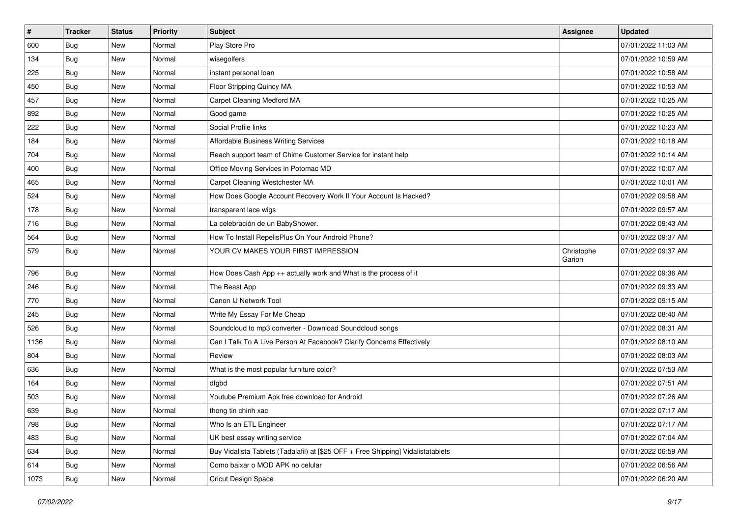| # | Tracker | Status | Priority | Subject | Assignee | Updated |
|---|---|---|---|---|---|---|
| 600 | Bug | New | Normal | Play Store Pro | | 07/01/2022 11:03 AM |
| 134 | Bug | New | Normal | wisegolfers | | 07/01/2022 10:59 AM |
| 225 | Bug | New | Normal | instant personal loan | | 07/01/2022 10:58 AM |
| 450 | Bug | New | Normal | Floor Stripping Quincy MA | | 07/01/2022 10:53 AM |
| 457 | Bug | New | Normal | Carpet Cleaning Medford MA | | 07/01/2022 10:25 AM |
| 892 | Bug | New | Normal | Good game | | 07/01/2022 10:25 AM |
| 222 | Bug | New | Normal | Social Profile links | | 07/01/2022 10:23 AM |
| 184 | Bug | New | Normal | Affordable Business Writing Services | | 07/01/2022 10:18 AM |
| 704 | Bug | New | Normal | Reach support team of Chime Customer Service for instant help | | 07/01/2022 10:14 AM |
| 400 | Bug | New | Normal | Office Moving Services in Potomac MD | | 07/01/2022 10:07 AM |
| 465 | Bug | New | Normal | Carpet Cleaning Westchester MA | | 07/01/2022 10:01 AM |
| 524 | Bug | New | Normal | How Does Google Account Recovery Work If Your Account Is Hacked? | | 07/01/2022 09:58 AM |
| 178 | Bug | New | Normal | transparent lace wigs | | 07/01/2022 09:57 AM |
| 716 | Bug | New | Normal | La celebración de un BabyShower. | | 07/01/2022 09:43 AM |
| 564 | Bug | New | Normal | How To Install RepelisPlus On Your Android Phone? | | 07/01/2022 09:37 AM |
| 579 | Bug | New | Normal | YOUR CV MAKES YOUR FIRST IMPRESSION | Christophe Garion | 07/01/2022 09:37 AM |
| 796 | Bug | New | Normal | How Does Cash App ++ actually work and What is the process of it | | 07/01/2022 09:36 AM |
| 246 | Bug | New | Normal | The Beast App | | 07/01/2022 09:33 AM |
| 770 | Bug | New | Normal | Canon IJ Network Tool | | 07/01/2022 09:15 AM |
| 245 | Bug | New | Normal | Write My Essay For Me Cheap | | 07/01/2022 08:40 AM |
| 526 | Bug | New | Normal | Soundcloud to mp3 converter - Download Soundcloud songs | | 07/01/2022 08:31 AM |
| 1136 | Bug | New | Normal | Can I Talk To A Live Person At Facebook? Clarify Concerns Effectively | | 07/01/2022 08:10 AM |
| 804 | Bug | New | Normal | Review | | 07/01/2022 08:03 AM |
| 636 | Bug | New | Normal | What is the most popular furniture color? | | 07/01/2022 07:53 AM |
| 164 | Bug | New | Normal | dfgbd | | 07/01/2022 07:51 AM |
| 503 | Bug | New | Normal | Youtube Premium Apk free download for Android | | 07/01/2022 07:26 AM |
| 639 | Bug | New | Normal | thong tin chinh xac | | 07/01/2022 07:17 AM |
| 798 | Bug | New | Normal | Who Is an ETL Engineer | | 07/01/2022 07:17 AM |
| 483 | Bug | New | Normal | UK best essay writing service | | 07/01/2022 07:04 AM |
| 634 | Bug | New | Normal | Buy Vidalista Tablets (Tadalafil) at [$25 OFF + Free Shipping] Vidalistatablets | | 07/01/2022 06:59 AM |
| 614 | Bug | New | Normal | Como baixar o MOD APK no celular | | 07/01/2022 06:56 AM |
| 1073 | Bug | New | Normal | Cricut Design Space | | 07/01/2022 06:20 AM |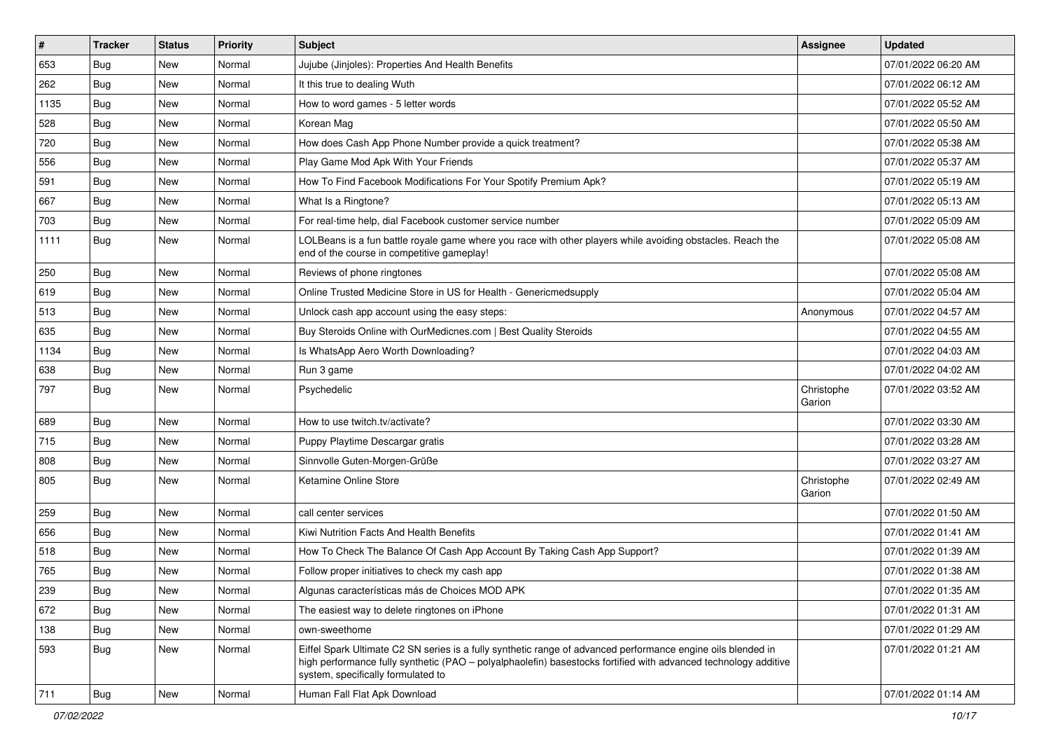| # | Tracker | Status | Priority | Subject | Assignee | Updated |
|---|---|---|---|---|---|---|
| 653 | Bug | New | Normal | Jujube (Jinjoles): Properties And Health Benefits | | 07/01/2022 06:20 AM |
| 262 | Bug | New | Normal | It this true to dealing Wuth | | 07/01/2022 06:12 AM |
| 1135 | Bug | New | Normal | How to word games - 5 letter words | | 07/01/2022 05:52 AM |
| 528 | Bug | New | Normal | Korean Mag | | 07/01/2022 05:50 AM |
| 720 | Bug | New | Normal | How does Cash App Phone Number provide a quick treatment? | | 07/01/2022 05:38 AM |
| 556 | Bug | New | Normal | Play Game Mod Apk With Your Friends | | 07/01/2022 05:37 AM |
| 591 | Bug | New | Normal | How To Find Facebook Modifications For Your Spotify Premium Apk? | | 07/01/2022 05:19 AM |
| 667 | Bug | New | Normal | What Is a Ringtone? | | 07/01/2022 05:13 AM |
| 703 | Bug | New | Normal | For real-time help, dial Facebook customer service number | | 07/01/2022 05:09 AM |
| 1111 | Bug | New | Normal | LOLBeans is a fun battle royale game where you race with other players while avoiding obstacles. Reach the end of the course in competitive gameplay! | | 07/01/2022 05:08 AM |
| 250 | Bug | New | Normal | Reviews of phone ringtones | | 07/01/2022 05:08 AM |
| 619 | Bug | New | Normal | Online Trusted Medicine Store in US for Health - Genericmedsupply | | 07/01/2022 05:04 AM |
| 513 | Bug | New | Normal | Unlock cash app account using the easy steps: | Anonymous | 07/01/2022 04:57 AM |
| 635 | Bug | New | Normal | Buy Steroids Online with OurMedicnes.com \| Best Quality Steroids | | 07/01/2022 04:55 AM |
| 1134 | Bug | New | Normal | Is WhatsApp Aero Worth Downloading? | | 07/01/2022 04:03 AM |
| 638 | Bug | New | Normal | Run 3 game | | 07/01/2022 04:02 AM |
| 797 | Bug | New | Normal | Psychedelic | Christophe Garion | 07/01/2022 03:52 AM |
| 689 | Bug | New | Normal | How to use twitch.tv/activate? | | 07/01/2022 03:30 AM |
| 715 | Bug | New | Normal | Puppy Playtime Descargar gratis | | 07/01/2022 03:28 AM |
| 808 | Bug | New | Normal | Sinnvolle Guten-Morgen-Grüße | | 07/01/2022 03:27 AM |
| 805 | Bug | New | Normal | Ketamine Online Store | Christophe Garion | 07/01/2022 02:49 AM |
| 259 | Bug | New | Normal | call center services | | 07/01/2022 01:50 AM |
| 656 | Bug | New | Normal | Kiwi Nutrition Facts And Health Benefits | | 07/01/2022 01:41 AM |
| 518 | Bug | New | Normal | How To Check The Balance Of Cash App Account By Taking Cash App Support? | | 07/01/2022 01:39 AM |
| 765 | Bug | New | Normal | Follow proper initiatives to check my cash app | | 07/01/2022 01:38 AM |
| 239 | Bug | New | Normal | Algunas características más de Choices MOD APK | | 07/01/2022 01:35 AM |
| 672 | Bug | New | Normal | The easiest way to delete ringtones on iPhone | | 07/01/2022 01:31 AM |
| 138 | Bug | New | Normal | own-sweethome | | 07/01/2022 01:29 AM |
| 593 | Bug | New | Normal | Eiffel Spark Ultimate C2 SN series is a fully synthetic range of advanced performance engine oils blended in high performance fully synthetic (PAO – polyalphaolefin) basestocks fortified with advanced technology additive system, specifically formulated to | | 07/01/2022 01:21 AM |
| 711 | Bug | New | Normal | Human Fall Flat Apk Download | | 07/01/2022 01:14 AM |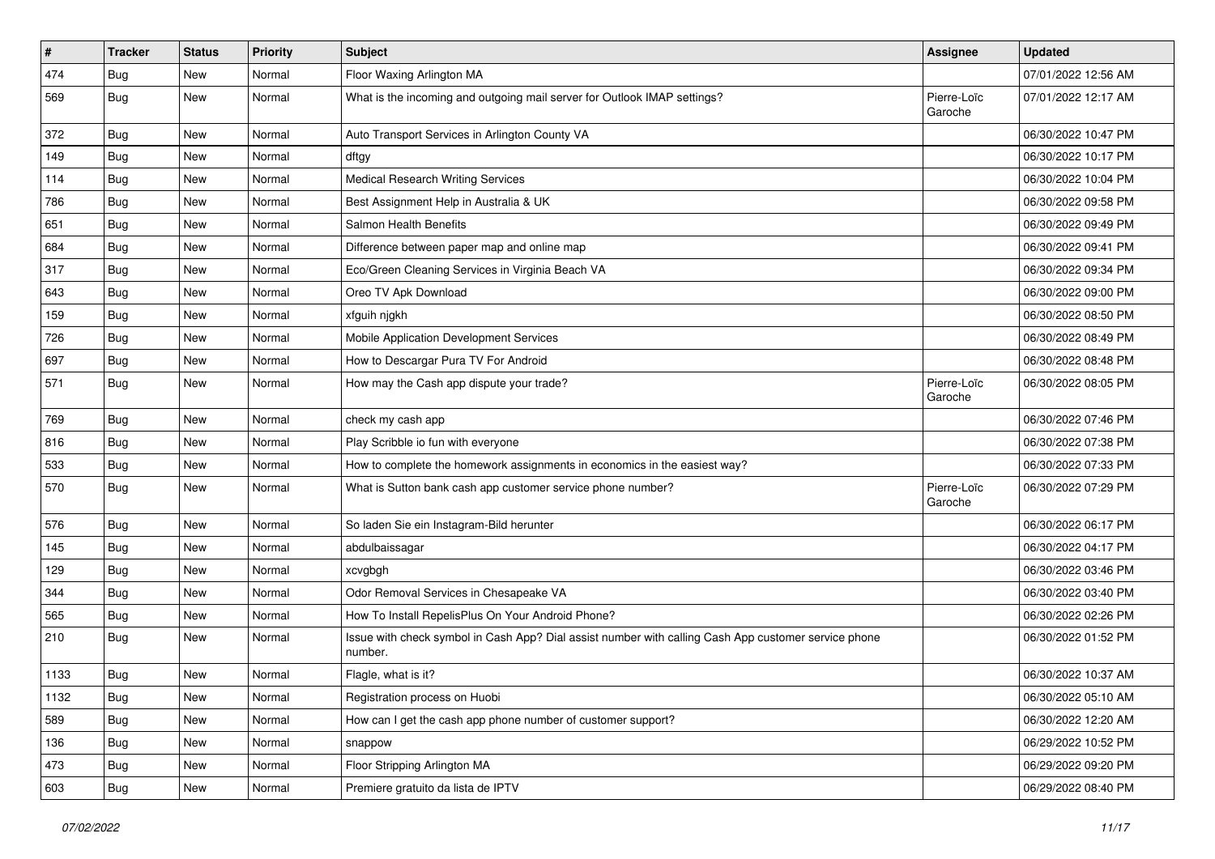| # | Tracker | Status | Priority | Subject | Assignee | Updated |
| --- | --- | --- | --- | --- | --- | --- |
| 474 | Bug | New | Normal | Floor Waxing Arlington MA | | 07/01/2022 12:56 AM |
| 569 | Bug | New | Normal | What is the incoming and outgoing mail server for Outlook IMAP settings? | Pierre-Loïc Garoche | 07/01/2022 12:17 AM |
| 372 | Bug | New | Normal | Auto Transport Services in Arlington County VA | | 06/30/2022 10:47 PM |
| 149 | Bug | New | Normal | dftgy | | 06/30/2022 10:17 PM |
| 114 | Bug | New | Normal | Medical Research Writing Services | | 06/30/2022 10:04 PM |
| 786 | Bug | New | Normal | Best Assignment Help in Australia & UK | | 06/30/2022 09:58 PM |
| 651 | Bug | New | Normal | Salmon Health Benefits | | 06/30/2022 09:49 PM |
| 684 | Bug | New | Normal | Difference between paper map and online map | | 06/30/2022 09:41 PM |
| 317 | Bug | New | Normal | Eco/Green Cleaning Services in Virginia Beach VA | | 06/30/2022 09:34 PM |
| 643 | Bug | New | Normal | Oreo TV Apk Download | | 06/30/2022 09:00 PM |
| 159 | Bug | New | Normal | xfguih njgkh | | 06/30/2022 08:50 PM |
| 726 | Bug | New | Normal | Mobile Application Development Services | | 06/30/2022 08:49 PM |
| 697 | Bug | New | Normal | How to Descargar Pura TV For Android | | 06/30/2022 08:48 PM |
| 571 | Bug | New | Normal | How may the Cash app dispute your trade? | Pierre-Loïc Garoche | 06/30/2022 08:05 PM |
| 769 | Bug | New | Normal | check my cash app | | 06/30/2022 07:46 PM |
| 816 | Bug | New | Normal | Play Scribble io fun with everyone | | 06/30/2022 07:38 PM |
| 533 | Bug | New | Normal | How to complete the homework assignments in economics in the easiest way? | | 06/30/2022 07:33 PM |
| 570 | Bug | New | Normal | What is Sutton bank cash app customer service phone number? | Pierre-Loïc Garoche | 06/30/2022 07:29 PM |
| 576 | Bug | New | Normal | So laden Sie ein Instagram-Bild herunter | | 06/30/2022 06:17 PM |
| 145 | Bug | New | Normal | abdulbaissagar | | 06/30/2022 04:17 PM |
| 129 | Bug | New | Normal | xcvgbgh | | 06/30/2022 03:46 PM |
| 344 | Bug | New | Normal | Odor Removal Services in Chesapeake VA | | 06/30/2022 03:40 PM |
| 565 | Bug | New | Normal | How To Install RepelisPlus On Your Android Phone? | | 06/30/2022 02:26 PM |
| 210 | Bug | New | Normal | Issue with check symbol in Cash App? Dial assist number with calling Cash App customer service phone number. | | 06/30/2022 01:52 PM |
| 1133 | Bug | New | Normal | Flagle, what is it? | | 06/30/2022 10:37 AM |
| 1132 | Bug | New | Normal | Registration process on Huobi | | 06/30/2022 05:10 AM |
| 589 | Bug | New | Normal | How can I get the cash app phone number of customer support? | | 06/30/2022 12:20 AM |
| 136 | Bug | New | Normal | snappow | | 06/29/2022 10:52 PM |
| 473 | Bug | New | Normal | Floor Stripping Arlington MA | | 06/29/2022 09:20 PM |
| 603 | Bug | New | Normal | Premiere gratuito da lista de IPTV | | 06/29/2022 08:40 PM |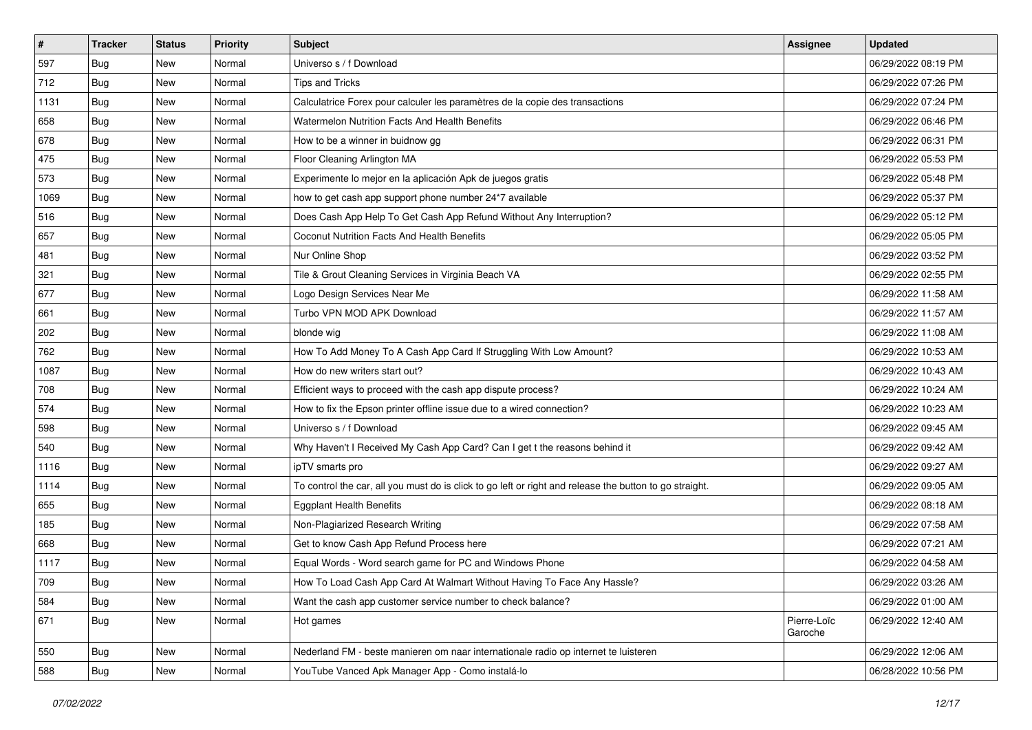| # | Tracker | Status | Priority | Subject | Assignee | Updated |
|---|---|---|---|---|---|---|
| 597 | Bug | New | Normal | Universo s / f Download |  | 06/29/2022 08:19 PM |
| 712 | Bug | New | Normal | Tips and Tricks |  | 06/29/2022 07:26 PM |
| 1131 | Bug | New | Normal | Calculatrice Forex pour calculer les paramètres de la copie des transactions |  | 06/29/2022 07:24 PM |
| 658 | Bug | New | Normal | Watermelon Nutrition Facts And Health Benefits |  | 06/29/2022 06:46 PM |
| 678 | Bug | New | Normal | How to be a winner in buidnow gg |  | 06/29/2022 06:31 PM |
| 475 | Bug | New | Normal | Floor Cleaning Arlington MA |  | 06/29/2022 05:53 PM |
| 573 | Bug | New | Normal | Experimente lo mejor en la aplicación Apk de juegos gratis |  | 06/29/2022 05:48 PM |
| 1069 | Bug | New | Normal | how to get cash app support phone number 24*7 available |  | 06/29/2022 05:37 PM |
| 516 | Bug | New | Normal | Does Cash App Help To Get Cash App Refund Without Any Interruption? |  | 06/29/2022 05:12 PM |
| 657 | Bug | New | Normal | Coconut Nutrition Facts And Health Benefits |  | 06/29/2022 05:05 PM |
| 481 | Bug | New | Normal | Nur Online Shop |  | 06/29/2022 03:52 PM |
| 321 | Bug | New | Normal | Tile & Grout Cleaning Services in Virginia Beach VA |  | 06/29/2022 02:55 PM |
| 677 | Bug | New | Normal | Logo Design Services Near Me |  | 06/29/2022 11:58 AM |
| 661 | Bug | New | Normal | Turbo VPN MOD APK Download |  | 06/29/2022 11:57 AM |
| 202 | Bug | New | Normal | blonde wig |  | 06/29/2022 11:08 AM |
| 762 | Bug | New | Normal | How To Add Money To A Cash App Card If Struggling With Low Amount? |  | 06/29/2022 10:53 AM |
| 1087 | Bug | New | Normal | How do new writers start out? |  | 06/29/2022 10:43 AM |
| 708 | Bug | New | Normal | Efficient ways to proceed with the cash app dispute process? |  | 06/29/2022 10:24 AM |
| 574 | Bug | New | Normal | How to fix the Epson printer offline issue due to a wired connection? |  | 06/29/2022 10:23 AM |
| 598 | Bug | New | Normal | Universo s / f Download |  | 06/29/2022 09:45 AM |
| 540 | Bug | New | Normal | Why Haven't I Received My Cash App Card? Can I get t the reasons behind it |  | 06/29/2022 09:42 AM |
| 1116 | Bug | New | Normal | ipTV smarts pro |  | 06/29/2022 09:27 AM |
| 1114 | Bug | New | Normal | To control the car, all you must do is click to go left or right and release the button to go straight. |  | 06/29/2022 09:05 AM |
| 655 | Bug | New | Normal | Eggplant Health Benefits |  | 06/29/2022 08:18 AM |
| 185 | Bug | New | Normal | Non-Plagiarized Research Writing |  | 06/29/2022 07:58 AM |
| 668 | Bug | New | Normal | Get to know Cash App Refund Process here |  | 06/29/2022 07:21 AM |
| 1117 | Bug | New | Normal | Equal Words - Word search game for PC and Windows Phone |  | 06/29/2022 04:58 AM |
| 709 | Bug | New | Normal | How To Load Cash App Card At Walmart Without Having To Face Any Hassle? |  | 06/29/2022 03:26 AM |
| 584 | Bug | New | Normal | Want the cash app customer service number to check balance? |  | 06/29/2022 01:00 AM |
| 671 | Bug | New | Normal | Hot games | Pierre-Loïc Garoche | 06/29/2022 12:40 AM |
| 550 | Bug | New | Normal | Nederland FM - beste manieren om naar internationale radio op internet te luisteren |  | 06/29/2022 12:06 AM |
| 588 | Bug | New | Normal | YouTube Vanced Apk Manager App - Como instalá-lo |  | 06/28/2022 10:56 PM |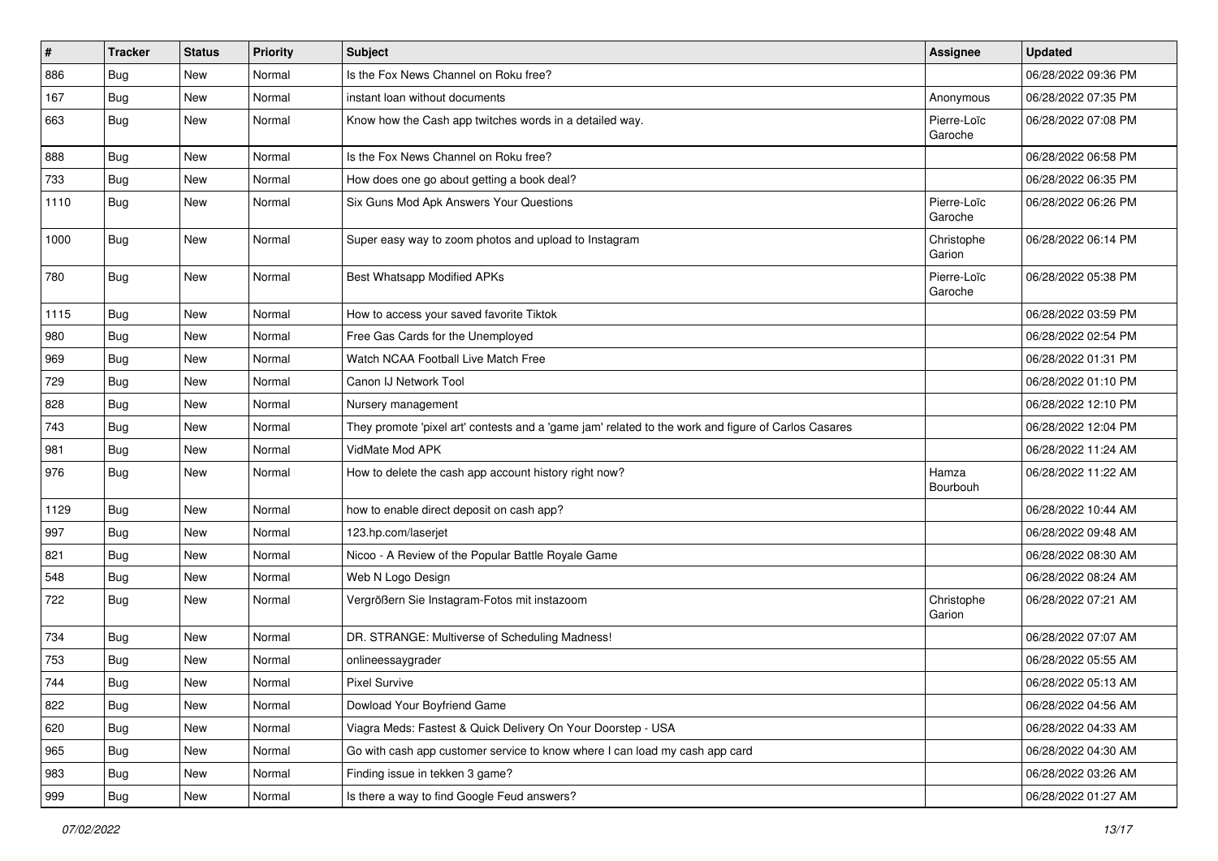| # | Tracker | Status | Priority | Subject | Assignee | Updated |
|---|---|---|---|---|---|---|
| 886 | Bug | New | Normal | Is the Fox News Channel on Roku free? | | 06/28/2022 09:36 PM |
| 167 | Bug | New | Normal | instant loan without documents | Anonymous | 06/28/2022 07:35 PM |
| 663 | Bug | New | Normal | Know how the Cash app twitches words in a detailed way. | Pierre-Loïc Garoche | 06/28/2022 07:08 PM |
| 888 | Bug | New | Normal | Is the Fox News Channel on Roku free? | | 06/28/2022 06:58 PM |
| 733 | Bug | New | Normal | How does one go about getting a book deal? | | 06/28/2022 06:35 PM |
| 1110 | Bug | New | Normal | Six Guns Mod Apk Answers Your Questions | Pierre-Loïc Garoche | 06/28/2022 06:26 PM |
| 1000 | Bug | New | Normal | Super easy way to zoom photos and upload to Instagram | Christophe Garion | 06/28/2022 06:14 PM |
| 780 | Bug | New | Normal | Best Whatsapp Modified APKs | Pierre-Loïc Garoche | 06/28/2022 05:38 PM |
| 1115 | Bug | New | Normal | How to access your saved favorite Tiktok | | 06/28/2022 03:59 PM |
| 980 | Bug | New | Normal | Free Gas Cards for the Unemployed | | 06/28/2022 02:54 PM |
| 969 | Bug | New | Normal | Watch NCAA Football Live Match Free | | 06/28/2022 01:31 PM |
| 729 | Bug | New | Normal | Canon IJ Network Tool | | 06/28/2022 01:10 PM |
| 828 | Bug | New | Normal | Nursery management | | 06/28/2022 12:10 PM |
| 743 | Bug | New | Normal | They promote 'pixel art' contests and a 'game jam' related to the work and figure of Carlos Casares | | 06/28/2022 12:04 PM |
| 981 | Bug | New | Normal | VidMate Mod APK | | 06/28/2022 11:24 AM |
| 976 | Bug | New | Normal | How to delete the cash app account history right now? | Hamza Bourbouh | 06/28/2022 11:22 AM |
| 1129 | Bug | New | Normal | how to enable direct deposit on cash app? | | 06/28/2022 10:44 AM |
| 997 | Bug | New | Normal | 123.hp.com/laserjet | | 06/28/2022 09:48 AM |
| 821 | Bug | New | Normal | Nicoo - A Review of the Popular Battle Royale Game | | 06/28/2022 08:30 AM |
| 548 | Bug | New | Normal | Web N Logo Design | | 06/28/2022 08:24 AM |
| 722 | Bug | New | Normal | Vergrößern Sie Instagram-Fotos mit instazoom | Christophe Garion | 06/28/2022 07:21 AM |
| 734 | Bug | New | Normal | DR. STRANGE: Multiverse of Scheduling Madness! | | 06/28/2022 07:07 AM |
| 753 | Bug | New | Normal | onlineessaygrader | | 06/28/2022 05:55 AM |
| 744 | Bug | New | Normal | Pixel Survive | | 06/28/2022 05:13 AM |
| 822 | Bug | New | Normal | Dowload Your Boyfriend Game | | 06/28/2022 04:56 AM |
| 620 | Bug | New | Normal | Viagra Meds: Fastest & Quick Delivery On Your Doorstep - USA | | 06/28/2022 04:33 AM |
| 965 | Bug | New | Normal | Go with cash app customer service to know where I can load my cash app card | | 06/28/2022 04:30 AM |
| 983 | Bug | New | Normal | Finding issue in tekken 3 game? | | 06/28/2022 03:26 AM |
| 999 | Bug | New | Normal | Is there a way to find Google Feud answers? | | 06/28/2022 01:27 AM |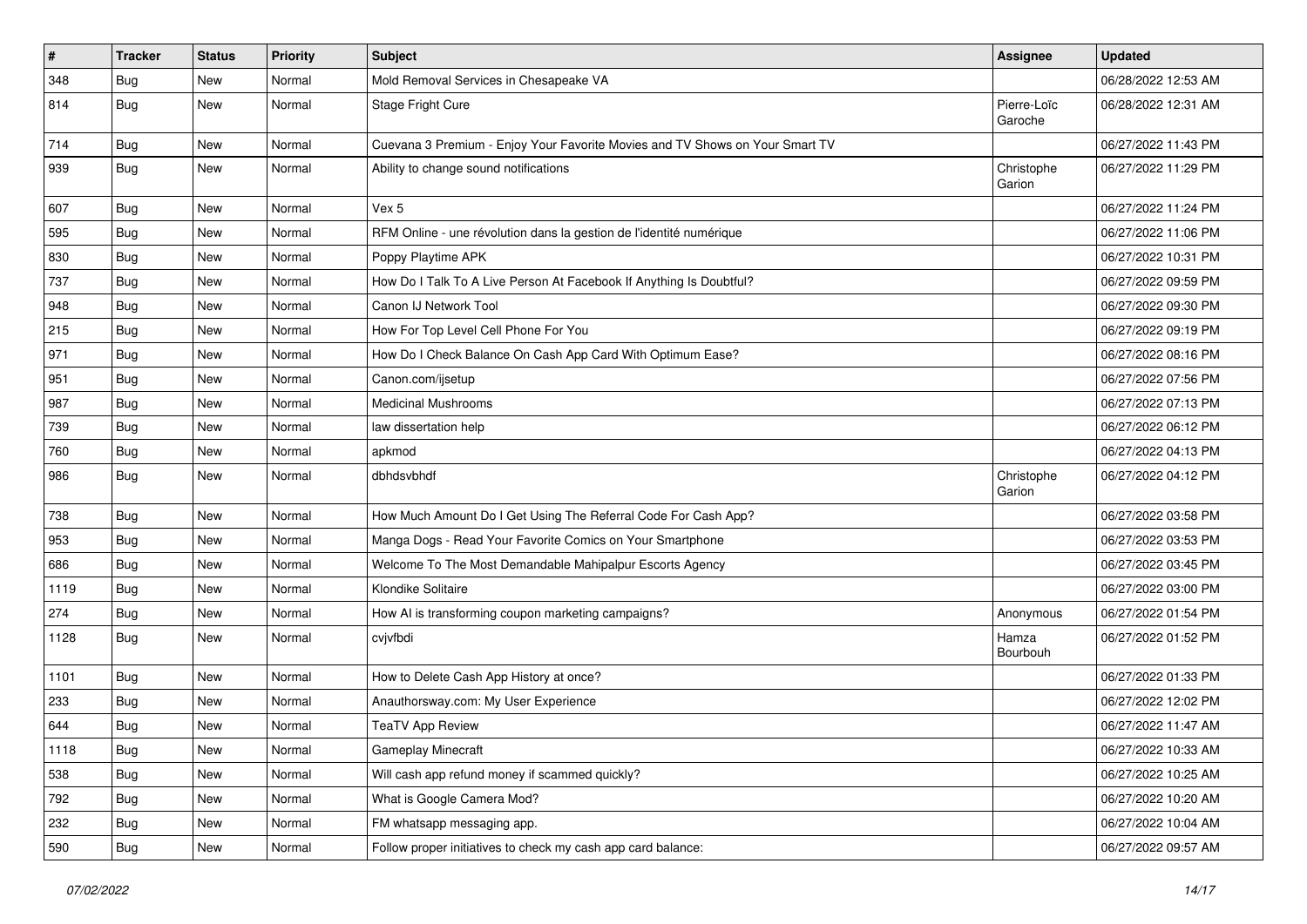| # | Tracker | Status | Priority | Subject | Assignee | Updated |
|---|---|---|---|---|---|---|
| 348 | Bug | New | Normal | Mold Removal Services in Chesapeake VA | | 06/28/2022 12:53 AM |
| 814 | Bug | New | Normal | Stage Fright Cure | Pierre-Loïc Garoche | 06/28/2022 12:31 AM |
| 714 | Bug | New | Normal | Cuevana 3 Premium - Enjoy Your Favorite Movies and TV Shows on Your Smart TV | | 06/27/2022 11:43 PM |
| 939 | Bug | New | Normal | Ability to change sound notifications | Christophe Garion | 06/27/2022 11:29 PM |
| 607 | Bug | New | Normal | Vex 5 | | 06/27/2022 11:24 PM |
| 595 | Bug | New | Normal | RFM Online - une révolution dans la gestion de l'identité numérique | | 06/27/2022 11:06 PM |
| 830 | Bug | New | Normal | Poppy Playtime APK | | 06/27/2022 10:31 PM |
| 737 | Bug | New | Normal | How Do I Talk To A Live Person At Facebook If Anything Is Doubtful? | | 06/27/2022 09:59 PM |
| 948 | Bug | New | Normal | Canon IJ Network Tool | | 06/27/2022 09:30 PM |
| 215 | Bug | New | Normal | How For Top Level Cell Phone For You | | 06/27/2022 09:19 PM |
| 971 | Bug | New | Normal | How Do I Check Balance On Cash App Card With Optimum Ease? | | 06/27/2022 08:16 PM |
| 951 | Bug | New | Normal | Canon.com/ijsetup | | 06/27/2022 07:56 PM |
| 987 | Bug | New | Normal | Medicinal Mushrooms | | 06/27/2022 07:13 PM |
| 739 | Bug | New | Normal | law dissertation help | | 06/27/2022 06:12 PM |
| 760 | Bug | New | Normal | apkmod | | 06/27/2022 04:13 PM |
| 986 | Bug | New | Normal | dbhdsvbhdf | Christophe Garion | 06/27/2022 04:12 PM |
| 738 | Bug | New | Normal | How Much Amount Do I Get Using The Referral Code For Cash App? | | 06/27/2022 03:58 PM |
| 953 | Bug | New | Normal | Manga Dogs - Read Your Favorite Comics on Your Smartphone | | 06/27/2022 03:53 PM |
| 686 | Bug | New | Normal | Welcome To The Most Demandable Mahipalpur Escorts Agency | | 06/27/2022 03:45 PM |
| 1119 | Bug | New | Normal | Klondike Solitaire | | 06/27/2022 03:00 PM |
| 274 | Bug | New | Normal | How AI is transforming coupon marketing campaigns? | Anonymous | 06/27/2022 01:54 PM |
| 1128 | Bug | New | Normal | cvjvfbdi | Hamza Bourbouh | 06/27/2022 01:52 PM |
| 1101 | Bug | New | Normal | How to Delete Cash App History at once? | | 06/27/2022 01:33 PM |
| 233 | Bug | New | Normal | Anauthorsway.com: My User Experience | | 06/27/2022 12:02 PM |
| 644 | Bug | New | Normal | TeaTV App Review | | 06/27/2022 11:47 AM |
| 1118 | Bug | New | Normal | Gameplay Minecraft | | 06/27/2022 10:33 AM |
| 538 | Bug | New | Normal | Will cash app refund money if scammed quickly? | | 06/27/2022 10:25 AM |
| 792 | Bug | New | Normal | What is Google Camera Mod? | | 06/27/2022 10:20 AM |
| 232 | Bug | New | Normal | FM whatsapp messaging app. | | 06/27/2022 10:04 AM |
| 590 | Bug | New | Normal | Follow proper initiatives to check my cash app card balance: | | 06/27/2022 09:57 AM |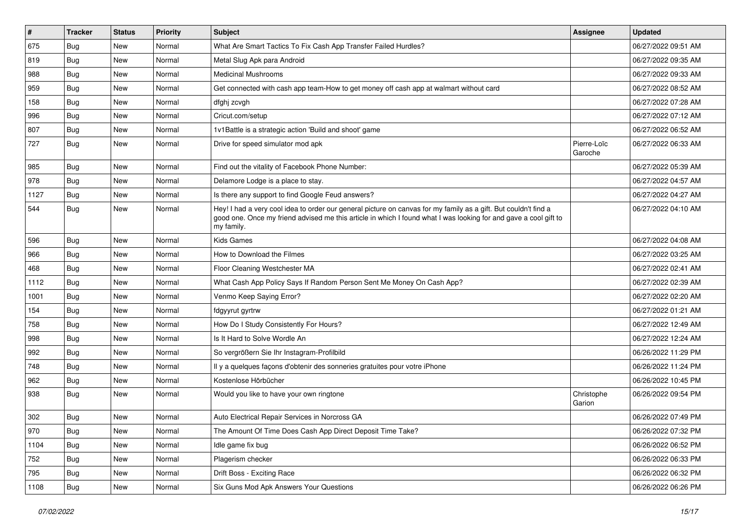| # | Tracker | Status | Priority | Subject | Assignee | Updated |
|---|---|---|---|---|---|---|
| 675 | Bug | New | Normal | What Are Smart Tactics To Fix Cash App Transfer Failed Hurdles? | | 06/27/2022 09:51 AM |
| 819 | Bug | New | Normal | Metal Slug Apk para Android | | 06/27/2022 09:35 AM |
| 988 | Bug | New | Normal | Medicinal Mushrooms | | 06/27/2022 09:33 AM |
| 959 | Bug | New | Normal | Get connected with cash app team-How to get money off cash app at walmart without card | | 06/27/2022 08:52 AM |
| 158 | Bug | New | Normal | dfghj zcvgh | | 06/27/2022 07:28 AM |
| 996 | Bug | New | Normal | Cricut.com/setup | | 06/27/2022 07:12 AM |
| 807 | Bug | New | Normal | 1v1Battle is a strategic action 'Build and shoot' game | | 06/27/2022 06:52 AM |
| 727 | Bug | New | Normal | Drive for speed simulator mod apk | Pierre-Loïc Garoche | 06/27/2022 06:33 AM |
| 985 | Bug | New | Normal | Find out the vitality of Facebook Phone Number: | | 06/27/2022 05:39 AM |
| 978 | Bug | New | Normal | Delamore Lodge is a place to stay. | | 06/27/2022 04:57 AM |
| 1127 | Bug | New | Normal | Is there any support to find Google Feud answers? | | 06/27/2022 04:27 AM |
| 544 | Bug | New | Normal | Hey! I had a very cool idea to order our general picture on canvas for my family as a gift. But couldn't find a good one. Once my friend advised me this article in which I found what I was looking for and gave a cool gift to my family. | | 06/27/2022 04:10 AM |
| 596 | Bug | New | Normal | Kids Games | | 06/27/2022 04:08 AM |
| 966 | Bug | New | Normal | How to Download the Filmes | | 06/27/2022 03:25 AM |
| 468 | Bug | New | Normal | Floor Cleaning Westchester MA | | 06/27/2022 02:41 AM |
| 1112 | Bug | New | Normal | What Cash App Policy Says If Random Person Sent Me Money On Cash App? | | 06/27/2022 02:39 AM |
| 1001 | Bug | New | Normal | Venmo Keep Saying Error? | | 06/27/2022 02:20 AM |
| 154 | Bug | New | Normal | fdgyyrut gyrtrw | | 06/27/2022 01:21 AM |
| 758 | Bug | New | Normal | How Do I Study Consistently For Hours? | | 06/27/2022 12:49 AM |
| 998 | Bug | New | Normal | Is It Hard to Solve Wordle An | | 06/27/2022 12:24 AM |
| 992 | Bug | New | Normal | So vergrößern Sie Ihr Instagram-Profilbild | | 06/26/2022 11:29 PM |
| 748 | Bug | New | Normal | Il y a quelques façons d'obtenir des sonneries gratuites pour votre iPhone | | 06/26/2022 11:24 PM |
| 962 | Bug | New | Normal | Kostenlose Hörbücher | | 06/26/2022 10:45 PM |
| 938 | Bug | New | Normal | Would you like to have your own ringtone | Christophe Garion | 06/26/2022 09:54 PM |
| 302 | Bug | New | Normal | Auto Electrical Repair Services in Norcross GA | | 06/26/2022 07:49 PM |
| 970 | Bug | New | Normal | The Amount Of Time Does Cash App Direct Deposit Time Take? | | 06/26/2022 07:32 PM |
| 1104 | Bug | New | Normal | Idle game fix bug | | 06/26/2022 06:52 PM |
| 752 | Bug | New | Normal | Plagerism checker | | 06/26/2022 06:33 PM |
| 795 | Bug | New | Normal | Drift Boss - Exciting Race | | 06/26/2022 06:32 PM |
| 1108 | Bug | New | Normal | Six Guns Mod Apk Answers Your Questions | | 06/26/2022 06:26 PM |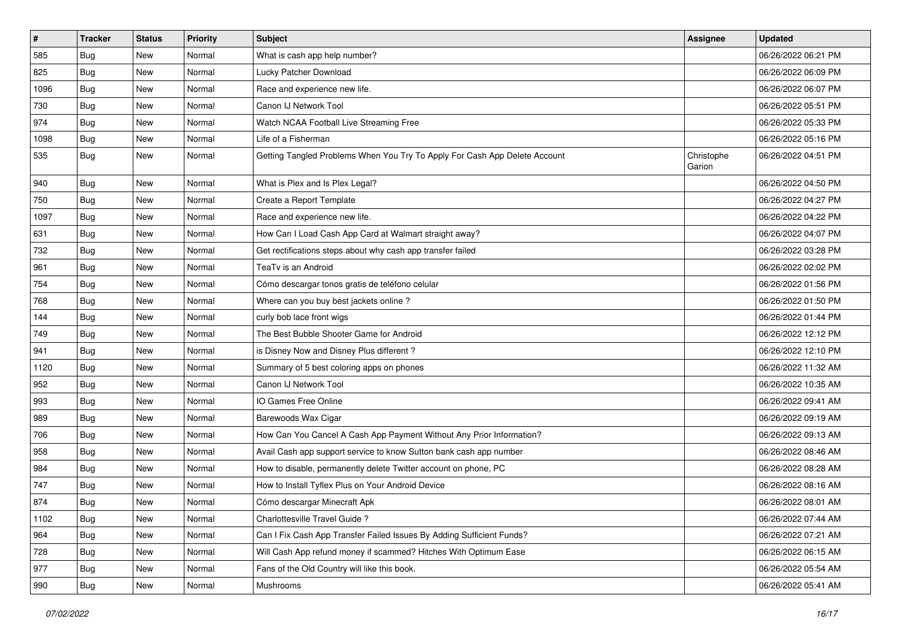| # | Tracker | Status | Priority | Subject | Assignee | Updated |
|---|---|---|---|---|---|---|
| 585 | Bug | New | Normal | What is cash app help number? | | 06/26/2022 06:21 PM |
| 825 | Bug | New | Normal | Lucky Patcher Download | | 06/26/2022 06:09 PM |
| 1096 | Bug | New | Normal | Race and experience new life. | | 06/26/2022 06:07 PM |
| 730 | Bug | New | Normal | Canon IJ Network Tool | | 06/26/2022 05:51 PM |
| 974 | Bug | New | Normal | Watch NCAA Football Live Streaming Free | | 06/26/2022 05:33 PM |
| 1098 | Bug | New | Normal | Life of a Fisherman | | 06/26/2022 05:16 PM |
| 535 | Bug | New | Normal | Getting Tangled Problems When You Try To Apply For Cash App Delete Account | Christophe Garion | 06/26/2022 04:51 PM |
| 940 | Bug | New | Normal | What is Plex and Is Plex Legal? | | 06/26/2022 04:50 PM |
| 750 | Bug | New | Normal | Create a Report Template | | 06/26/2022 04:27 PM |
| 1097 | Bug | New | Normal | Race and experience new life. | | 06/26/2022 04:22 PM |
| 631 | Bug | New | Normal | How Can I Load Cash App Card at Walmart straight away? | | 06/26/2022 04:07 PM |
| 732 | Bug | New | Normal | Get rectifications steps about why cash app transfer failed | | 06/26/2022 03:28 PM |
| 961 | Bug | New | Normal | TeaTv is an Android | | 06/26/2022 02:02 PM |
| 754 | Bug | New | Normal | Cómo descargar tonos gratis de teléfono celular | | 06/26/2022 01:56 PM |
| 768 | Bug | New | Normal | Where can you buy best jackets online ? | | 06/26/2022 01:50 PM |
| 144 | Bug | New | Normal | curly bob lace front wigs | | 06/26/2022 01:44 PM |
| 749 | Bug | New | Normal | The Best Bubble Shooter Game for Android | | 06/26/2022 12:12 PM |
| 941 | Bug | New | Normal | is Disney Now and Disney Plus different ? | | 06/26/2022 12:10 PM |
| 1120 | Bug | New | Normal | Summary of 5 best coloring apps on phones | | 06/26/2022 11:32 AM |
| 952 | Bug | New | Normal | Canon IJ Network Tool | | 06/26/2022 10:35 AM |
| 993 | Bug | New | Normal | IO Games Free Online | | 06/26/2022 09:41 AM |
| 989 | Bug | New | Normal | Barewoods Wax Cigar | | 06/26/2022 09:19 AM |
| 706 | Bug | New | Normal | How Can You Cancel A Cash App Payment Without Any Prior Information? | | 06/26/2022 09:13 AM |
| 958 | Bug | New | Normal | Avail Cash app support service to know Sutton bank cash app number | | 06/26/2022 08:46 AM |
| 984 | Bug | New | Normal | How to disable, permanently delete Twitter account on phone, PC | | 06/26/2022 08:28 AM |
| 747 | Bug | New | Normal | How to Install Tyflex Plus on Your Android Device | | 06/26/2022 08:16 AM |
| 874 | Bug | New | Normal | Cómo descargar Minecraft Apk | | 06/26/2022 08:01 AM |
| 1102 | Bug | New | Normal | Charlottesville Travel Guide ? | | 06/26/2022 07:44 AM |
| 964 | Bug | New | Normal | Can I Fix Cash App Transfer Failed Issues By Adding Sufficient Funds? | | 06/26/2022 07:21 AM |
| 728 | Bug | New | Normal | Will Cash App refund money if scammed? Hitches With Optimum Ease | | 06/26/2022 06:15 AM |
| 977 | Bug | New | Normal | Fans of the Old Country will like this book. | | 06/26/2022 05:54 AM |
| 990 | Bug | New | Normal | Mushrooms | | 06/26/2022 05:41 AM |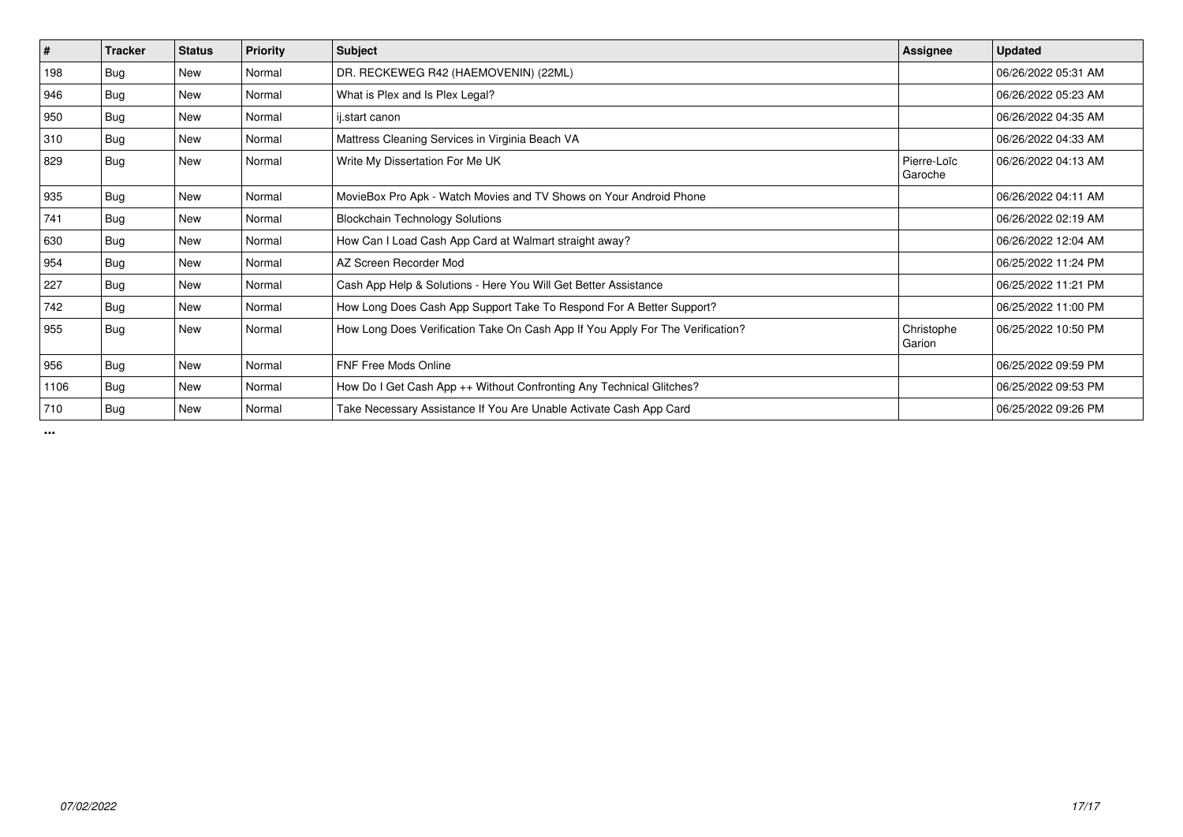| # | Tracker | Status | Priority | Subject | Assignee | Updated |
|---|---|---|---|---|---|---|
| 198 | Bug | New | Normal | DR. RECKEWEG R42 (HAEMOVENIN) (22ML) | | 06/26/2022 05:31 AM |
| 946 | Bug | New | Normal | What is Plex and Is Plex Legal? | | 06/26/2022 05:23 AM |
| 950 | Bug | New | Normal | ij.start canon | | 06/26/2022 04:35 AM |
| 310 | Bug | New | Normal | Mattress Cleaning Services in Virginia Beach VA | | 06/26/2022 04:33 AM |
| 829 | Bug | New | Normal | Write My Dissertation For Me UK | Pierre-Loïc Garoche | 06/26/2022 04:13 AM |
| 935 | Bug | New | Normal | MovieBox Pro Apk - Watch Movies and TV Shows on Your Android Phone | | 06/26/2022 04:11 AM |
| 741 | Bug | New | Normal | Blockchain Technology Solutions | | 06/26/2022 02:19 AM |
| 630 | Bug | New | Normal | How Can I Load Cash App Card at Walmart straight away? | | 06/26/2022 12:04 AM |
| 954 | Bug | New | Normal | AZ Screen Recorder Mod | | 06/25/2022 11:24 PM |
| 227 | Bug | New | Normal | Cash App Help & Solutions - Here You Will Get Better Assistance | | 06/25/2022 11:21 PM |
| 742 | Bug | New | Normal | How Long Does Cash App Support Take To Respond For A Better Support? | | 06/25/2022 11:00 PM |
| 955 | Bug | New | Normal | How Long Does Verification Take On Cash App If You Apply For The Verification? | Christophe Garion | 06/25/2022 10:50 PM |
| 956 | Bug | New | Normal | FNF Free Mods Online | | 06/25/2022 09:59 PM |
| 1106 | Bug | New | Normal | How Do I Get Cash App ++ Without Confronting Any Technical Glitches? | | 06/25/2022 09:53 PM |
| 710 | Bug | New | Normal | Take Necessary Assistance If You Are Unable Activate Cash App Card | | 06/25/2022 09:26 PM |

...